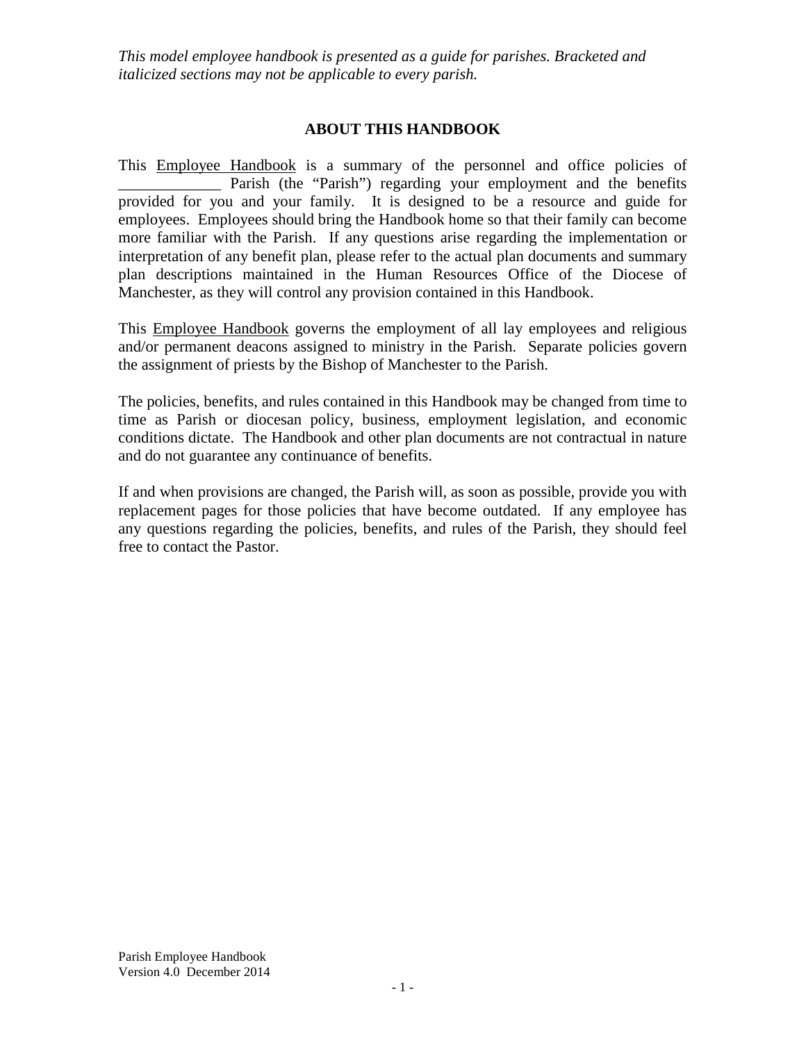*This model employee handbook is presented as a guide for parishes. Bracketed and italicized sections may not be applicable to every parish.*

## ABOUT THIS HANDBOOK

This Employee Handbook is a summary of the personnel and office policies of _____________ Parish (the "Parish") regarding your employment and the benefits provided for you and your family. It is designed to be a resource and guide for employees. Employees should bring the Handbook home so that their family can become more familiar with the Parish. If any questions arise regarding the implementation or interpretation of any benefit plan, please refer to the actual plan documents and summary plan descriptions maintained in the Human Resources Office of the Diocese of Manchester, as they will control any provision contained in this Handbook.

This Employee Handbook governs the employment of all lay employees and religious and/or permanent deacons assigned to ministry in the Parish. Separate policies govern the assignment of priests by the Bishop of Manchester to the Parish.

The policies, benefits, and rules contained in this Handbook may be changed from time to time as Parish or diocesan policy, business, employment legislation, and economic conditions dictate. The Handbook and other plan documents are not contractual in nature and do not guarantee any continuance of benefits.

If and when provisions are changed, the Parish will, as soon as possible, provide you with replacement pages for those policies that have become outdated. If any employee has any questions regarding the policies, benefits, and rules of the Parish, they should feel free to contact the Pastor.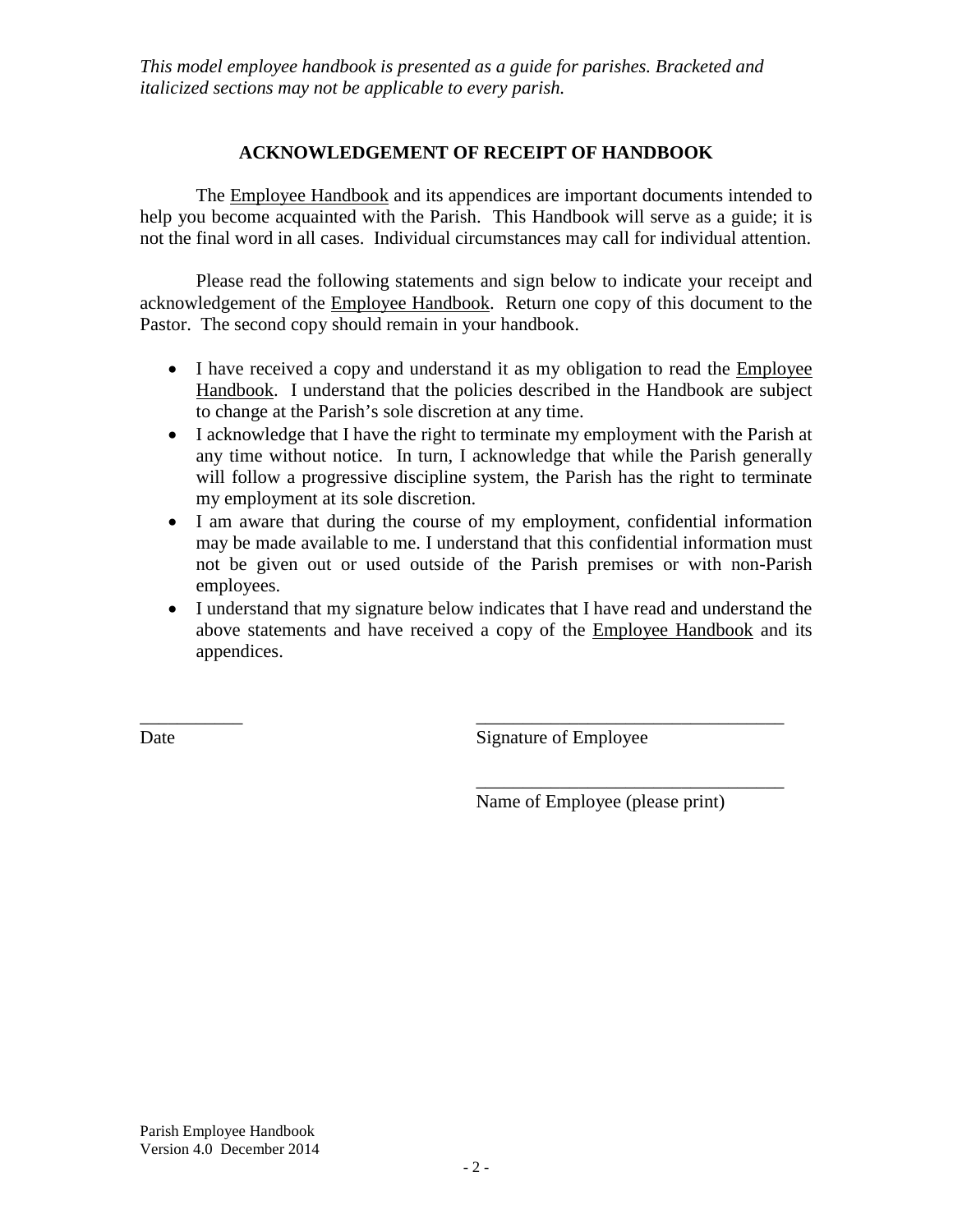*This model employee handbook is presented as a guide for parishes. Bracketed and italicized sections may not be applicable to every parish.*

## ACKNOWLEDGEMENT OF RECEIPT OF HANDBOOK

The Employee Handbook and its appendices are important documents intended to help you become acquainted with the Parish. This Handbook will serve as a guide; it is not the final word in all cases. Individual circumstances may call for individual attention.

Please read the following statements and sign below to indicate your receipt and acknowledgement of the Employee Handbook. Return one copy of this document to the Pastor. The second copy should remain in your handbook.

- I have received a copy and understand it as my obligation to read the Employee Handbook. I understand that the policies described in the Handbook are subject to change at the Parish's sole discretion at any time.
- I acknowledge that I have the right to terminate my employment with the Parish at any time without notice. In turn, I acknowledge that while the Parish generally will follow a progressive discipline system, the Parish has the right to terminate my employment at its sole discretion.
- I am aware that during the course of my employment, confidential information may be made available to me. I understand that this confidential information must not be given out or used outside of the Parish premises or with non-Parish employees.
- I understand that my signature below indicates that I have read and understand the above statements and have received a copy of the Employee Handbook and its appendices.

___________ ________________________________

Date Signature of Employee

________________________________

Name of Employee (please print)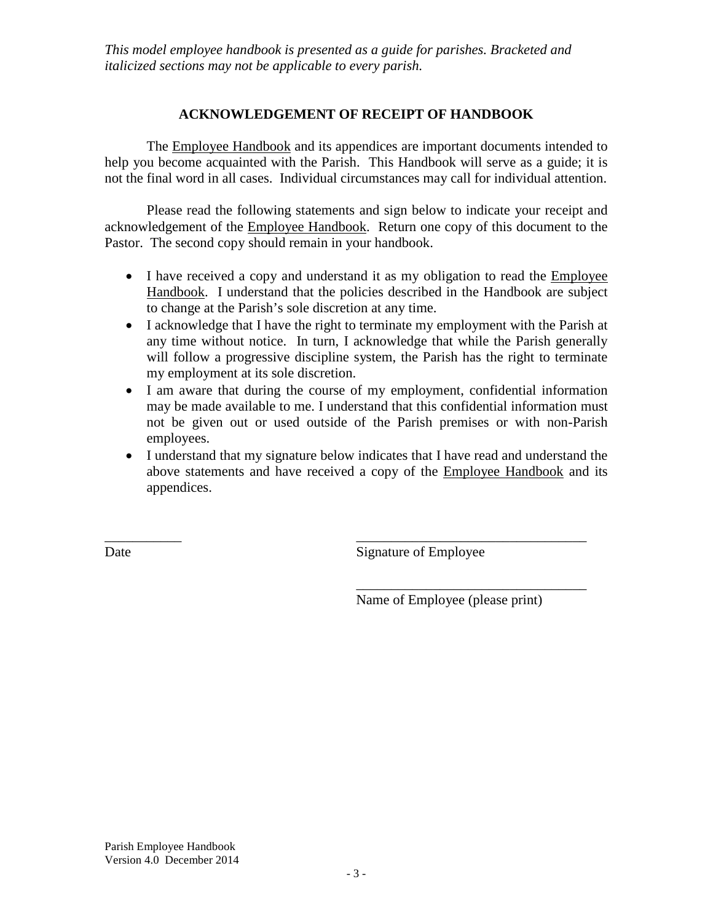*This model employee handbook is presented as a guide for parishes. Bracketed and italicized sections may not be applicable to every parish.*

## ACKNOWLEDGEMENT OF RECEIPT OF HANDBOOK

The Employee Handbook and its appendices are important documents intended to help you become acquainted with the Parish. This Handbook will serve as a guide; it is not the final word in all cases. Individual circumstances may call for individual attention.

Please read the following statements and sign below to indicate your receipt and acknowledgement of the Employee Handbook. Return one copy of this document to the Pastor. The second copy should remain in your handbook.

- I have received a copy and understand it as my obligation to read the Employee Handbook. I understand that the policies described in the Handbook are subject to change at the Parish's sole discretion at any time.
- I acknowledge that I have the right to terminate my employment with the Parish at any time without notice. In turn, I acknowledge that while the Parish generally will follow a progressive discipline system, the Parish has the right to terminate my employment at its sole discretion.
- I am aware that during the course of my employment, confidential information may be made available to me. I understand that this confidential information must not be given out or used outside of the Parish premises or with non-Parish employees.
- I understand that my signature below indicates that I have read and understand the above statements and have received a copy of the Employee Handbook and its appendices.

\_\_\_\_\_\_\_\_\_\_\_ \_\_\_\_\_\_\_\_\_\_\_\_\_\_\_\_\_\_\_\_\_\_\_\_\_\_\_\_\_\_\_\_\_

Date Signature of Employee

\_\_\_\_\_\_\_\_\_\_\_\_\_\_\_\_\_\_\_\_\_\_\_\_\_\_\_\_\_\_\_\_\_

Name of Employee (please print)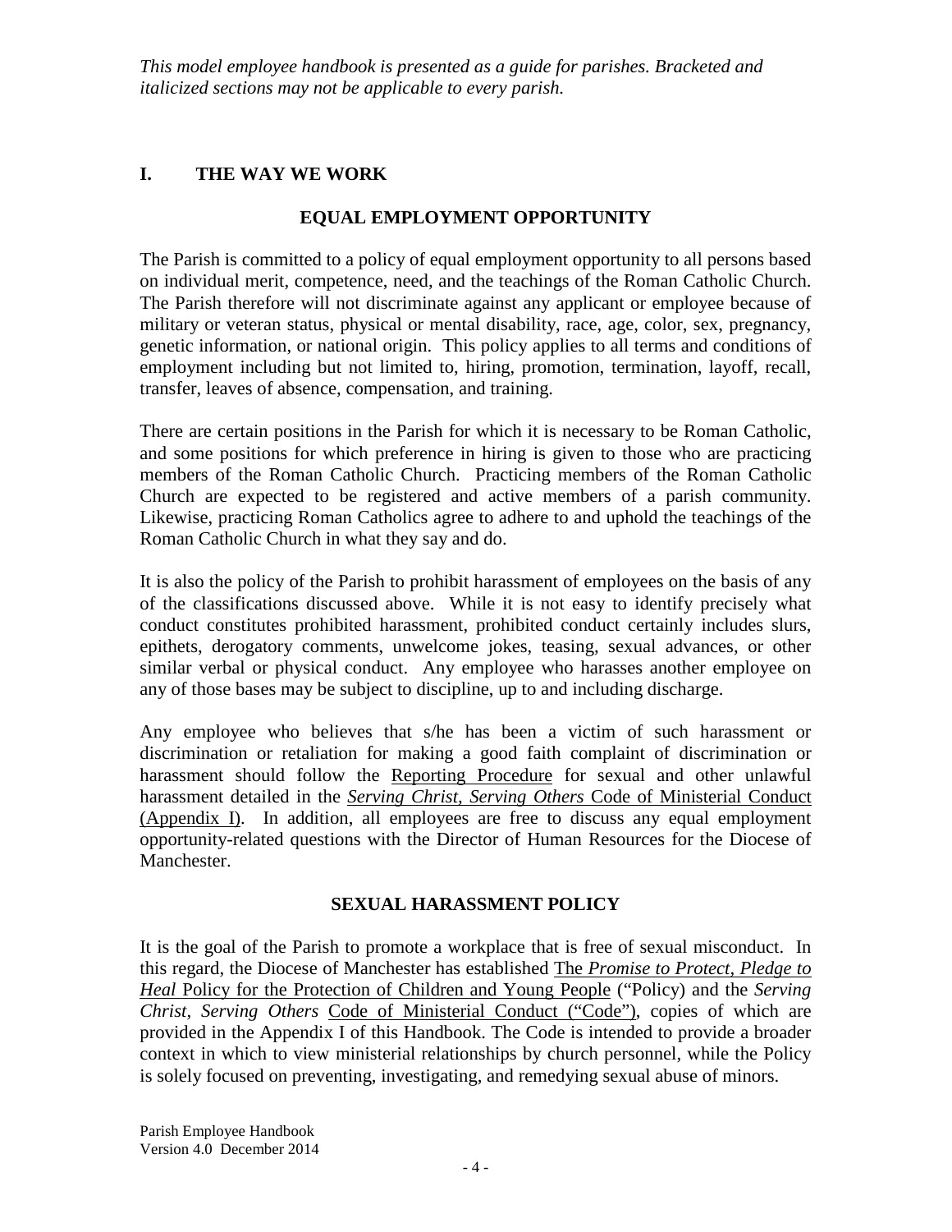*This model employee handbook is presented as a guide for parishes. Bracketed and italicized sections may not be applicable to every parish.*

## I. THE WAY WE WORK

### EQUAL EMPLOYMENT OPPORTUNITY

The Parish is committed to a policy of equal employment opportunity to all persons based on individual merit, competence, need, and the teachings of the Roman Catholic Church. The Parish therefore will not discriminate against any applicant or employee because of military or veteran status, physical or mental disability, race, age, color, sex, pregnancy, genetic information, or national origin. This policy applies to all terms and conditions of employment including but not limited to, hiring, promotion, termination, layoff, recall, transfer, leaves of absence, compensation, and training.

There are certain positions in the Parish for which it is necessary to be Roman Catholic, and some positions for which preference in hiring is given to those who are practicing members of the Roman Catholic Church. Practicing members of the Roman Catholic Church are expected to be registered and active members of a parish community. Likewise, practicing Roman Catholics agree to adhere to and uphold the teachings of the Roman Catholic Church in what they say and do.

It is also the policy of the Parish to prohibit harassment of employees on the basis of any of the classifications discussed above. While it is not easy to identify precisely what conduct constitutes prohibited harassment, prohibited conduct certainly includes slurs, epithets, derogatory comments, unwelcome jokes, teasing, sexual advances, or other similar verbal or physical conduct. Any employee who harasses another employee on any of those bases may be subject to discipline, up to and including discharge.

Any employee who believes that s/he has been a victim of such harassment or discrimination or retaliation for making a good faith complaint of discrimination or harassment should follow the Reporting Procedure for sexual and other unlawful harassment detailed in the *Serving Christ, Serving Others* Code of Ministerial Conduct (Appendix I). In addition, all employees are free to discuss any equal employment opportunity-related questions with the Director of Human Resources for the Diocese of Manchester.

### SEXUAL HARASSMENT POLICY

It is the goal of the Parish to promote a workplace that is free of sexual misconduct. In this regard, the Diocese of Manchester has established The *Promise to Protect, Pledge to Heal* Policy for the Protection of Children and Young People ("Policy) and the *Serving Christ, Serving Others* Code of Ministerial Conduct ("Code"), copies of which are provided in the Appendix I of this Handbook. The Code is intended to provide a broader context in which to view ministerial relationships by church personnel, while the Policy is solely focused on preventing, investigating, and remedying sexual abuse of minors.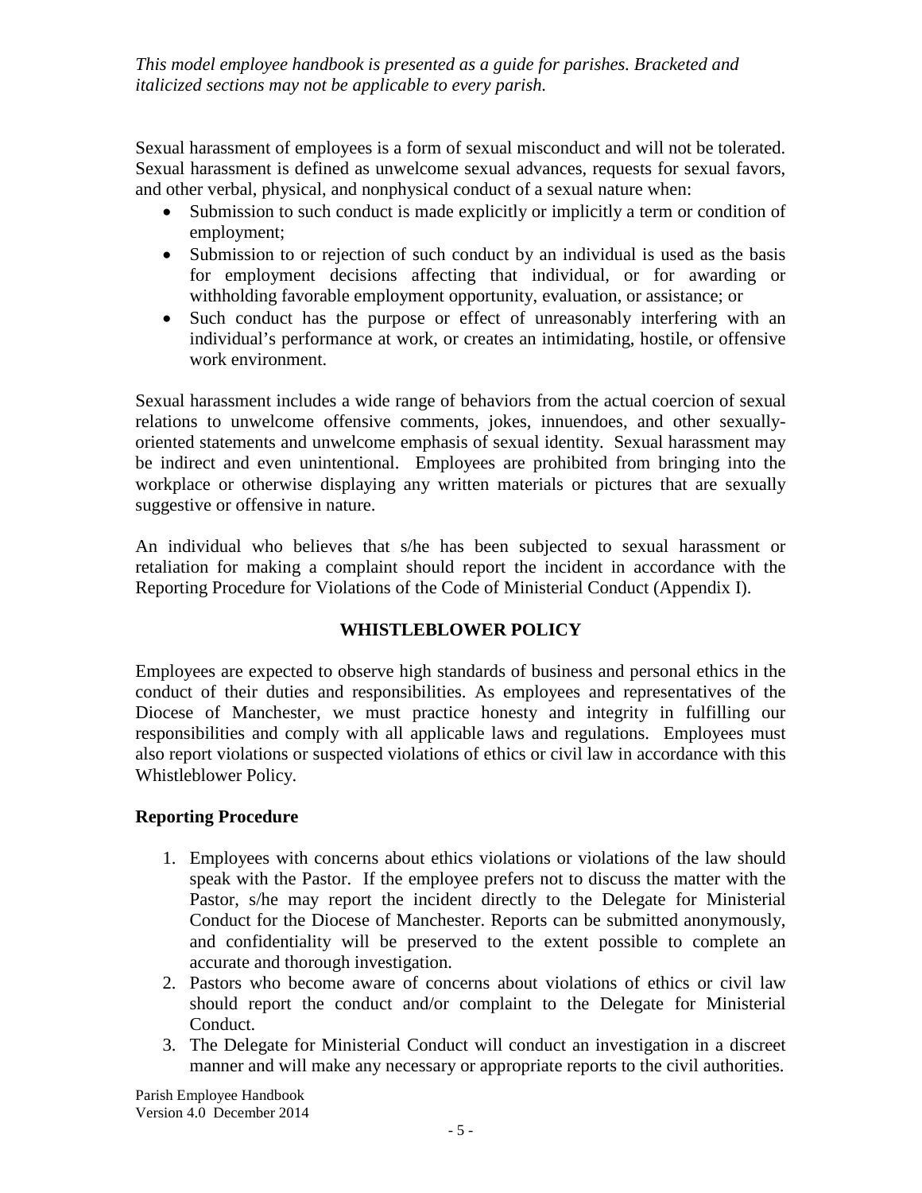*This model employee handbook is presented as a guide for parishes. Bracketed and italicized sections may not be applicable to every parish.*

Sexual harassment of employees is a form of sexual misconduct and will not be tolerated. Sexual harassment is defined as unwelcome sexual advances, requests for sexual favors, and other verbal, physical, and nonphysical conduct of a sexual nature when:

- Submission to such conduct is made explicitly or implicitly a term or condition of employment;
- Submission to or rejection of such conduct by an individual is used as the basis for employment decisions affecting that individual, or for awarding or withholding favorable employment opportunity, evaluation, or assistance; or
- Such conduct has the purpose or effect of unreasonably interfering with an individual's performance at work, or creates an intimidating, hostile, or offensive work environment.

Sexual harassment includes a wide range of behaviors from the actual coercion of sexual relations to unwelcome offensive comments, jokes, innuendoes, and other sexually-oriented statements and unwelcome emphasis of sexual identity. Sexual harassment may be indirect and even unintentional. Employees are prohibited from bringing into the workplace or otherwise displaying any written materials or pictures that are sexually suggestive or offensive in nature.

An individual who believes that s/he has been subjected to sexual harassment or retaliation for making a complaint should report the incident in accordance with the Reporting Procedure for Violations of the Code of Ministerial Conduct (Appendix I).

## WHISTLEBLOWER POLICY

Employees are expected to observe high standards of business and personal ethics in the conduct of their duties and responsibilities. As employees and representatives of the Diocese of Manchester, we must practice honesty and integrity in fulfilling our responsibilities and comply with all applicable laws and regulations. Employees must also report violations or suspected violations of ethics or civil law in accordance with this Whistleblower Policy.

### Reporting Procedure

1. Employees with concerns about ethics violations or violations of the law should speak with the Pastor. If the employee prefers not to discuss the matter with the Pastor, s/he may report the incident directly to the Delegate for Ministerial Conduct for the Diocese of Manchester. Reports can be submitted anonymously, and confidentiality will be preserved to the extent possible to complete an accurate and thorough investigation.
2. Pastors who become aware of concerns about violations of ethics or civil law should report the conduct and/or complaint to the Delegate for Ministerial Conduct.
3. The Delegate for Ministerial Conduct will conduct an investigation in a discreet manner and will make any necessary or appropriate reports to the civil authorities.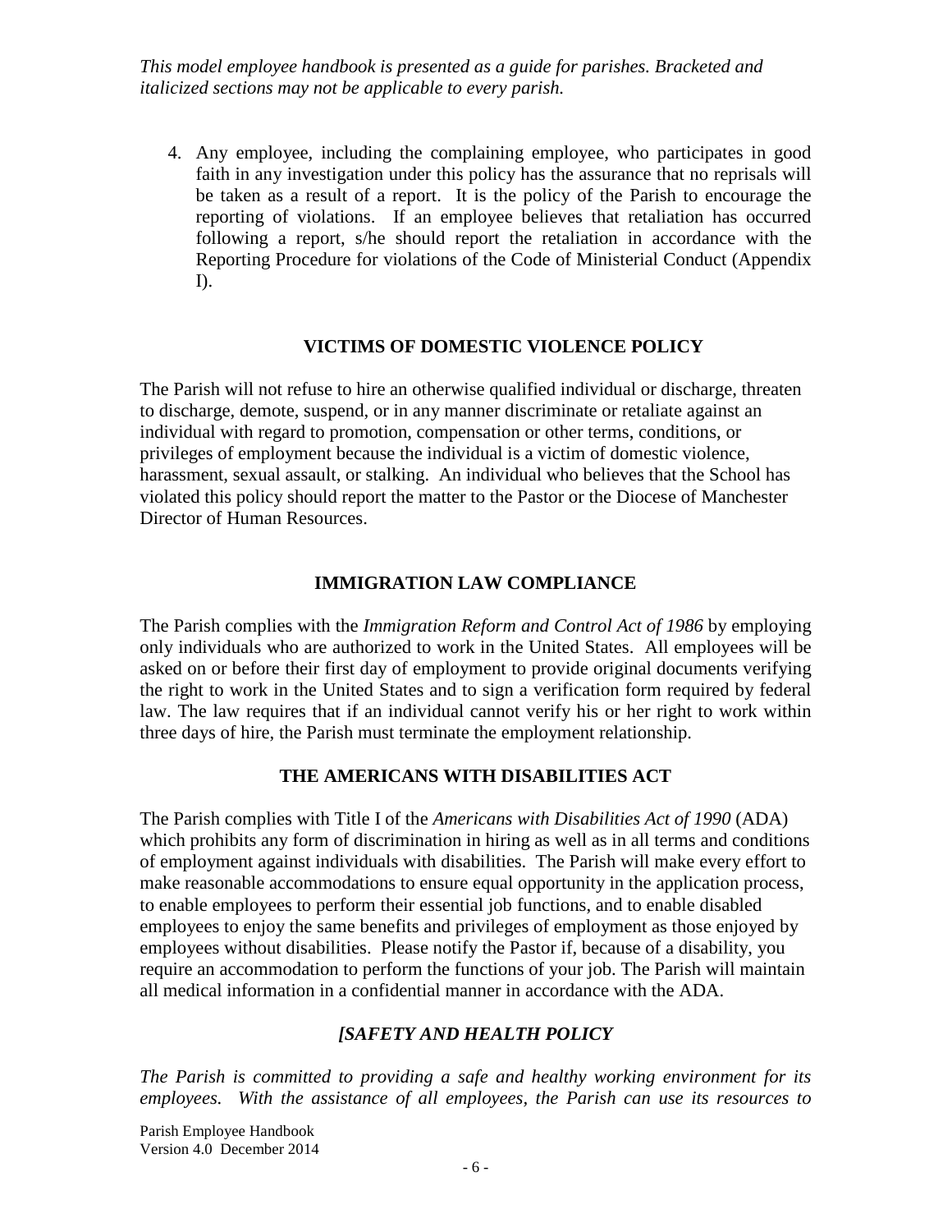*This model employee handbook is presented as a guide for parishes. Bracketed and italicized sections may not be applicable to every parish.*

4. Any employee, including the complaining employee, who participates in good faith in any investigation under this policy has the assurance that no reprisals will be taken as a result of a report. It is the policy of the Parish to encourage the reporting of violations. If an employee believes that retaliation has occurred following a report, s/he should report the retaliation in accordance with the Reporting Procedure for violations of the Code of Ministerial Conduct (Appendix I).

## VICTIMS OF DOMESTIC VIOLENCE POLICY

The Parish will not refuse to hire an otherwise qualified individual or discharge, threaten to discharge, demote, suspend, or in any manner discriminate or retaliate against an individual with regard to promotion, compensation or other terms, conditions, or privileges of employment because the individual is a victim of domestic violence, harassment, sexual assault, or stalking. An individual who believes that the School has violated this policy should report the matter to the Pastor or the Diocese of Manchester Director of Human Resources.

## IMMIGRATION LAW COMPLIANCE

The Parish complies with the *Immigration Reform and Control Act of 1986* by employing only individuals who are authorized to work in the United States. All employees will be asked on or before their first day of employment to provide original documents verifying the right to work in the United States and to sign a verification form required by federal law. The law requires that if an individual cannot verify his or her right to work within three days of hire, the Parish must terminate the employment relationship.

## THE AMERICANS WITH DISABILITIES ACT

The Parish complies with Title I of the *Americans with Disabilities Act of 1990* (ADA) which prohibits any form of discrimination in hiring as well as in all terms and conditions of employment against individuals with disabilities. The Parish will make every effort to make reasonable accommodations to ensure equal opportunity in the application process, to enable employees to perform their essential job functions, and to enable disabled employees to enjoy the same benefits and privileges of employment as those enjoyed by employees without disabilities. Please notify the Pastor if, because of a disability, you require an accommodation to perform the functions of your job. The Parish will maintain all medical information in a confidential manner in accordance with the ADA.

## *[SAFETY AND HEALTH POLICY*

*The Parish is committed to providing a safe and healthy working environment for its employees. With the assistance of all employees, the Parish can use its resources to*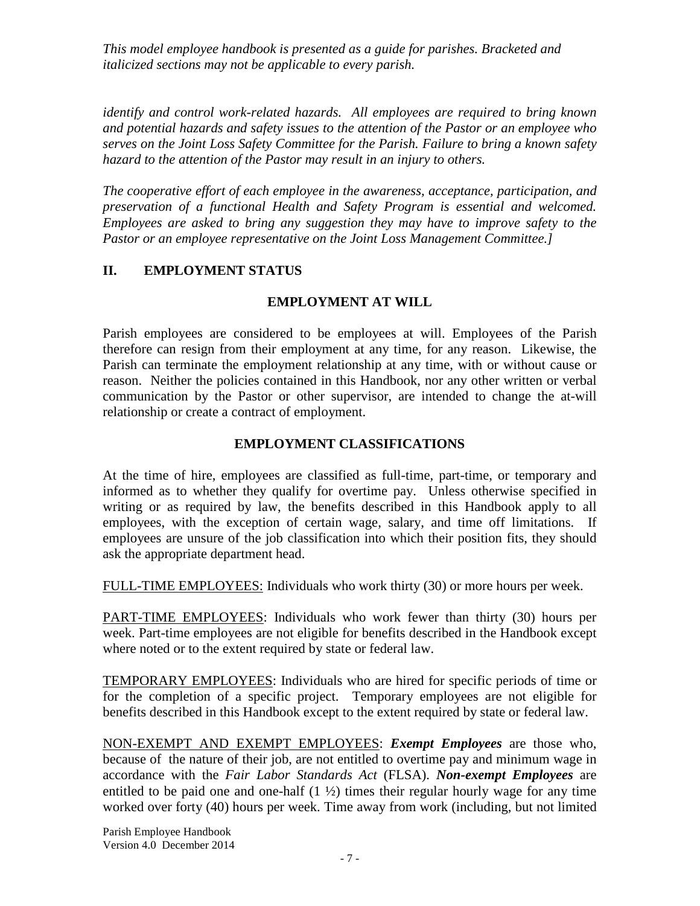*identify and control work-related hazards. All employees are required to bring known and potential hazards and safety issues to the attention of the Pastor or an employee who serves on the Joint Loss Safety Committee for the Parish. Failure to bring a known safety hazard to the attention of the Pastor may result in an injury to others.*

*The cooperative effort of each employee in the awareness, acceptance, participation, and preservation of a functional Health and Safety Program is essential and welcomed. Employees are asked to bring any suggestion they may have to improve safety to the Pastor or an employee representative on the Joint Loss Management Committee.]*

## II. EMPLOYMENT STATUS

### EMPLOYMENT AT WILL

Parish employees are considered to be employees at will. Employees of the Parish therefore can resign from their employment at any time, for any reason. Likewise, the Parish can terminate the employment relationship at any time, with or without cause or reason. Neither the policies contained in this Handbook, nor any other written or verbal communication by the Pastor or other supervisor, are intended to change the at-will relationship or create a contract of employment.

### EMPLOYMENT CLASSIFICATIONS

At the time of hire, employees are classified as full-time, part-time, or temporary and informed as to whether they qualify for overtime pay. Unless otherwise specified in writing or as required by law, the benefits described in this Handbook apply to all employees, with the exception of certain wage, salary, and time off limitations. If employees are unsure of the job classification into which their position fits, they should ask the appropriate department head.

<u>FULL-TIME EMPLOYEES:</u> Individuals who work thirty (30) or more hours per week.

<u>PART-TIME EMPLOYEES</u>: Individuals who work fewer than thirty (30) hours per week. Part-time employees are not eligible for benefits described in the Handbook except where noted or to the extent required by state or federal law.

<u>TEMPORARY EMPLOYEES</u>: Individuals who are hired for specific periods of time or for the completion of a specific project. Temporary employees are not eligible for benefits described in this Handbook except to the extent required by state or federal law.

<u>NON-EXEMPT AND EXEMPT EMPLOYEES</u>: ***Exempt Employees*** are those who, because of the nature of their job, are not entitled to overtime pay and minimum wage in accordance with the *Fair Labor Standards Act* (FLSA). ***Non-exempt Employees*** are entitled to be paid one and one-half (1 ½) times their regular hourly wage for any time worked over forty (40) hours per week. Time away from work (including, but not limited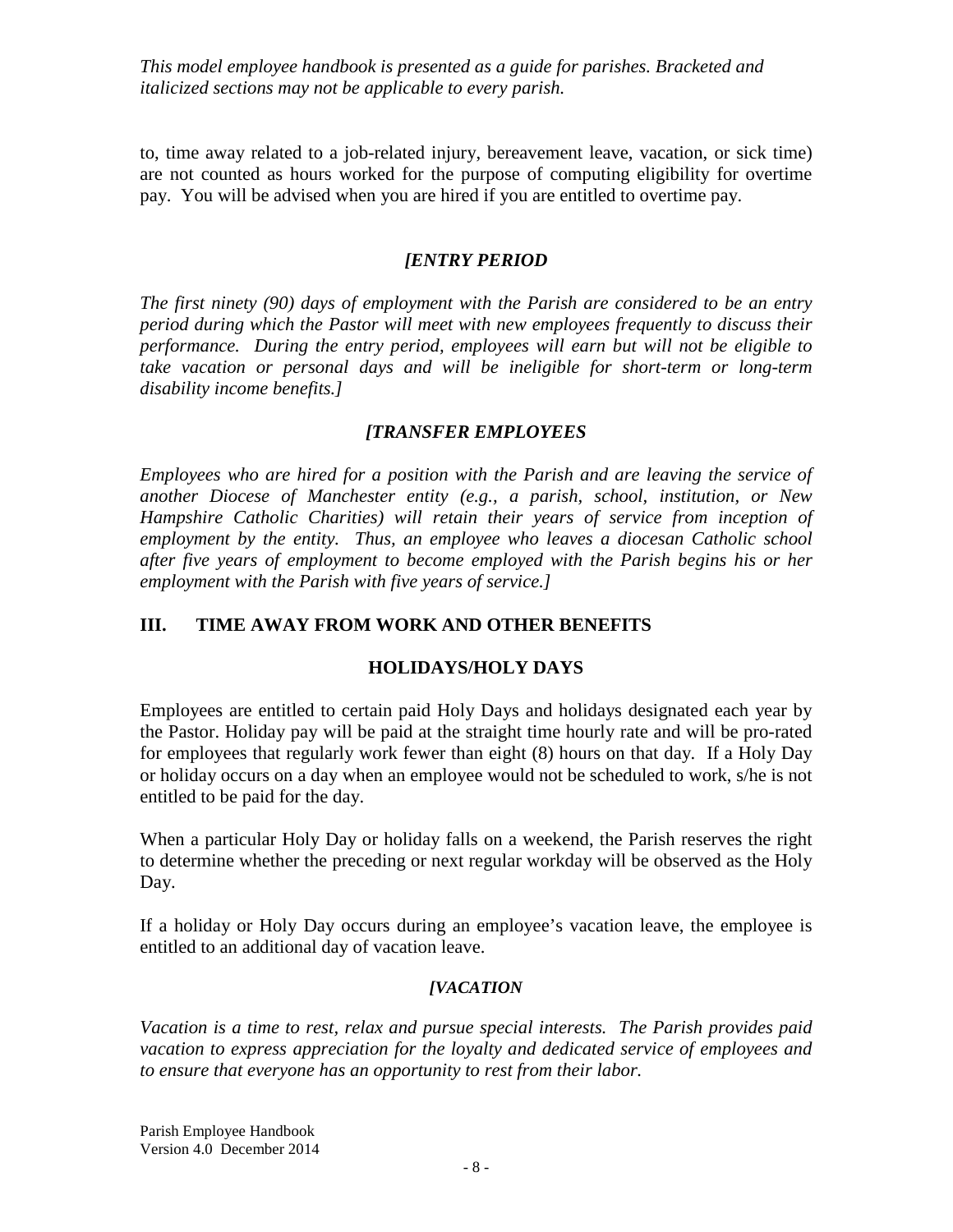to, time away related to a job-related injury, bereavement leave, vacation, or sick time) are not counted as hours worked for the purpose of computing eligibility for overtime pay. You will be advised when you are hired if you are entitled to overtime pay.

### *[ENTRY PERIOD*

*The first ninety (90) days of employment with the Parish are considered to be an entry period during which the Pastor will meet with new employees frequently to discuss their performance. During the entry period, employees will earn but will not be eligible to take vacation or personal days and will be ineligible for short-term or long-term disability income benefits.]*

### *[TRANSFER EMPLOYEES*

*Employees who are hired for a position with the Parish and are leaving the service of another Diocese of Manchester entity (e.g., a parish, school, institution, or New Hampshire Catholic Charities) will retain their years of service from inception of employment by the entity. Thus, an employee who leaves a diocesan Catholic school after five years of employment to become employed with the Parish begins his or her employment with the Parish with five years of service.]*

## III. TIME AWAY FROM WORK AND OTHER BENEFITS

### HOLIDAYS/HOLY DAYS

Employees are entitled to certain paid Holy Days and holidays designated each year by the Pastor. Holiday pay will be paid at the straight time hourly rate and will be pro-rated for employees that regularly work fewer than eight (8) hours on that day. If a Holy Day or holiday occurs on a day when an employee would not be scheduled to work, s/he is not entitled to be paid for the day.

When a particular Holy Day or holiday falls on a weekend, the Parish reserves the right to determine whether the preceding or next regular workday will be observed as the Holy Day.

If a holiday or Holy Day occurs during an employee's vacation leave, the employee is entitled to an additional day of vacation leave.

### *[VACATION*

*Vacation is a time to rest, relax and pursue special interests. The Parish provides paid vacation to express appreciation for the loyalty and dedicated service of employees and to ensure that everyone has an opportunity to rest from their labor.*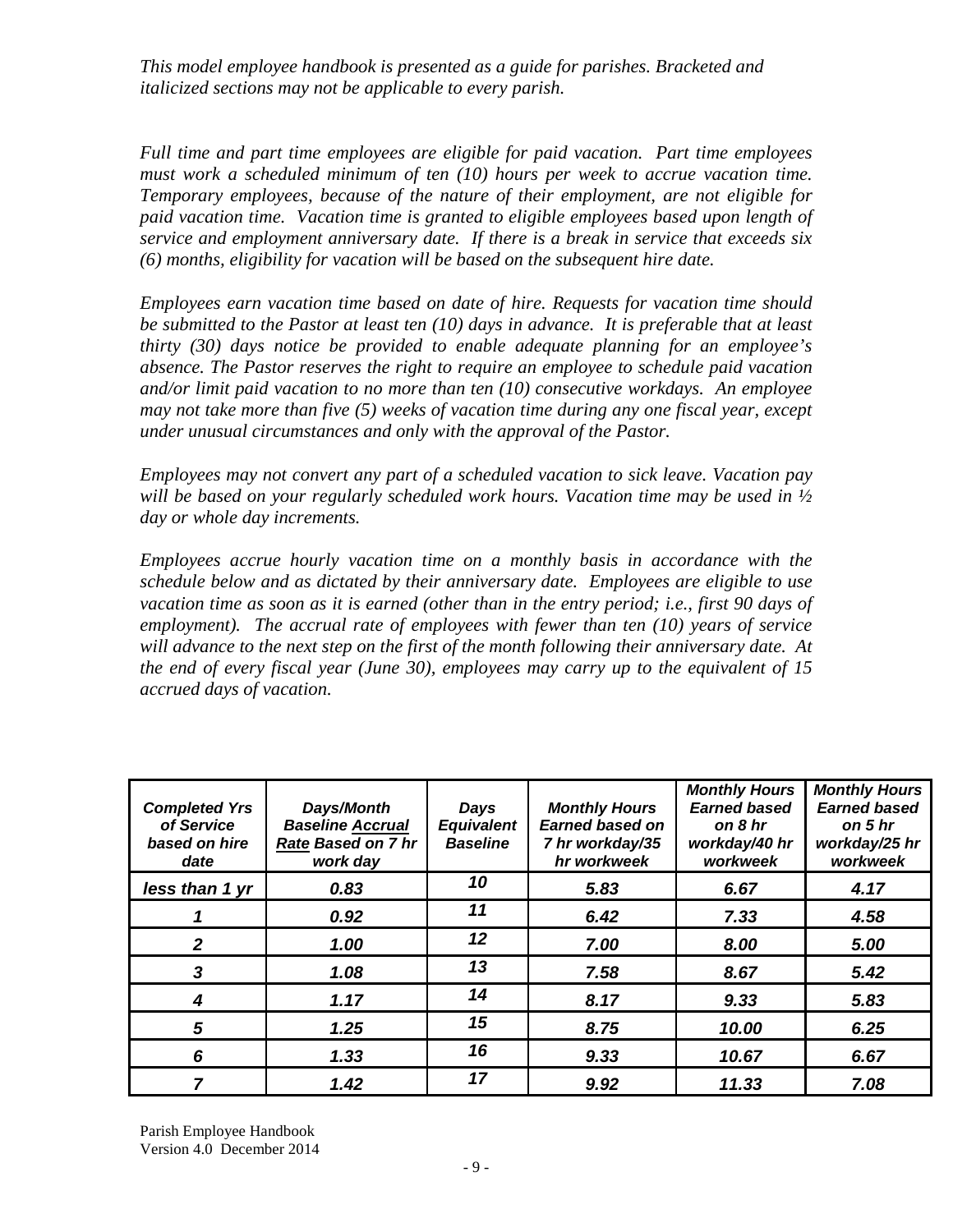*This model employee handbook is presented as a guide for parishes. Bracketed and italicized sections may not be applicable to every parish.*

*Full time and part time employees are eligible for paid vacation. Part time employees must work a scheduled minimum of ten (10) hours per week to accrue vacation time. Temporary employees, because of the nature of their employment, are not eligible for paid vacation time. Vacation time is granted to eligible employees based upon length of service and employment anniversary date. If there is a break in service that exceeds six (6) months, eligibility for vacation will be based on the subsequent hire date.*

*Employees earn vacation time based on date of hire. Requests for vacation time should be submitted to the Pastor at least ten (10) days in advance. It is preferable that at least thirty (30) days notice be provided to enable adequate planning for an employee's absence. The Pastor reserves the right to require an employee to schedule paid vacation and/or limit paid vacation to no more than ten (10) consecutive workdays. An employee may not take more than five (5) weeks of vacation time during any one fiscal year, except under unusual circumstances and only with the approval of the Pastor.*

*Employees may not convert any part of a scheduled vacation to sick leave. Vacation pay will be based on your regularly scheduled work hours. Vacation time may be used in ½ day or whole day increments.*

*Employees accrue hourly vacation time on a monthly basis in accordance with the schedule below and as dictated by their anniversary date. Employees are eligible to use vacation time as soon as it is earned (other than in the entry period; i.e., first 90 days of employment). The accrual rate of employees with fewer than ten (10) years of service will advance to the next step on the first of the month following their anniversary date. At the end of every fiscal year (June 30), employees may carry up to the equivalent of 15 accrued days of vacation.*

| ***Completed Yrs of Service based on hire date*** | ***Days/Month Baseline Accrual Rate Based on 7 hr work day*** | ***Days Equivalent Baseline*** | ***Monthly Hours Earned based on 7 hr workday/35 hr workweek*** | ***Monthly Hours Earned based on 8 hr workday/40 hr workweek*** | ***Monthly Hours Earned based on 5 hr workday/25 hr workweek*** |
|---|---|---|---|---|---|
| ***less than 1 yr*** | ***0.83*** | ***10*** | ***5.83*** | ***6.67*** | ***4.17*** |
| ***1*** | ***0.92*** | ***11*** | ***6.42*** | ***7.33*** | ***4.58*** |
| ***2*** | ***1.00*** | ***12*** | ***7.00*** | ***8.00*** | ***5.00*** |
| ***3*** | ***1.08*** | ***13*** | ***7.58*** | ***8.67*** | ***5.42*** |
| ***4*** | ***1.17*** | ***14*** | ***8.17*** | ***9.33*** | ***5.83*** |
| ***5*** | ***1.25*** | ***15*** | ***8.75*** | ***10.00*** | ***6.25*** |
| ***6*** | ***1.33*** | ***16*** | ***9.33*** | ***10.67*** | ***6.67*** |
| ***7*** | ***1.42*** | ***17*** | ***9.92*** | ***11.33*** | ***7.08*** |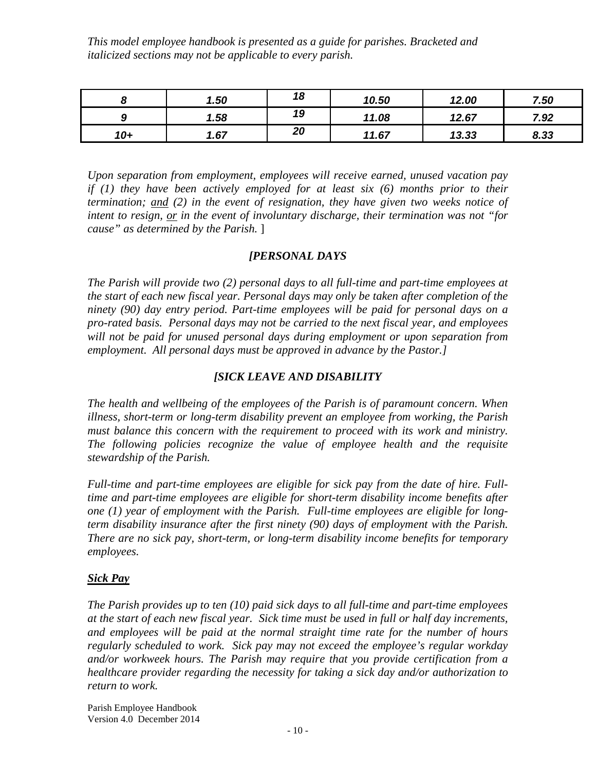*This model employee handbook is presented as a guide for parishes. Bracketed and italicized sections may not be applicable to every parish.*

| | | | | | |
|---|---|---|---|---|---|
| *8* | *1.50* | *18* | *10.50* | *12.00* | *7.50* |
| *9* | *1.58* | *19* | *11.08* | *12.67* | *7.92* |
| *10+* | *1.67* | *20* | *11.67* | *13.33* | *8.33* |

*Upon separation from employment, employees will receive earned, unused vacation pay if (1) they have been actively employed for at least six (6) months prior to their termination; and (2) in the event of resignation, they have given two weeks notice of intent to resign, or in the event of involuntary discharge, their termination was not "for cause" as determined by the Parish.* ]

### *[PERSONAL DAYS*

*The Parish will provide two (2) personal days to all full-time and part-time employees at the start of each new fiscal year. Personal days may only be taken after completion of the ninety (90) day entry period. Part-time employees will be paid for personal days on a pro-rated basis. Personal days may not be carried to the next fiscal year, and employees will not be paid for unused personal days during employment or upon separation from employment. All personal days must be approved in advance by the Pastor.]*

### *[SICK LEAVE AND DISABILITY*

*The health and wellbeing of the employees of the Parish is of paramount concern. When illness, short-term or long-term disability prevent an employee from working, the Parish must balance this concern with the requirement to proceed with its work and ministry. The following policies recognize the value of employee health and the requisite stewardship of the Parish.*

*Full-time and part-time employees are eligible for sick pay from the date of hire. Full-time and part-time employees are eligible for short-term disability income benefits after one (1) year of employment with the Parish. Full-time employees are eligible for long-term disability insurance after the first ninety (90) days of employment with the Parish. There are no sick pay, short-term, or long-term disability income benefits for temporary employees.*

#### ***Sick Pay***

*The Parish provides up to ten (10) paid sick days to all full-time and part-time employees at the start of each new fiscal year. Sick time must be used in full or half day increments, and employees will be paid at the normal straight time rate for the number of hours regularly scheduled to work. Sick pay may not exceed the employee's regular workday and/or workweek hours. The Parish may require that you provide certification from a healthcare provider regarding the necessity for taking a sick day and/or authorization to return to work.*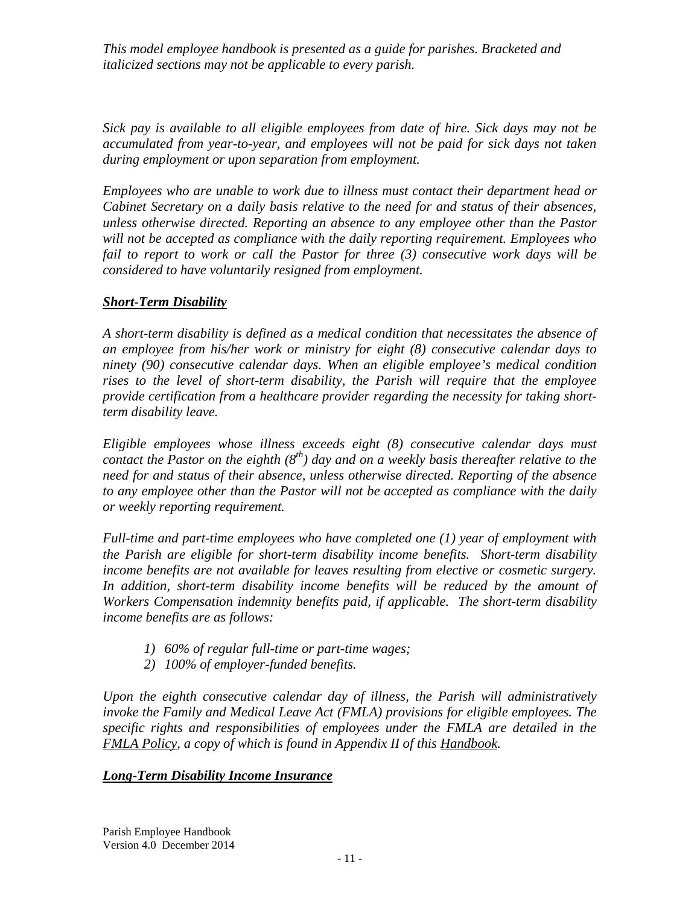*This model employee handbook is presented as a guide for parishes. Bracketed and italicized sections may not be applicable to every parish.*

*Sick pay is available to all eligible employees from date of hire. Sick days may not be accumulated from year-to-year, and employees will not be paid for sick days not taken during employment or upon separation from employment.*

*Employees who are unable to work due to illness must contact their department head or Cabinet Secretary on a daily basis relative to the need for and status of their absences, unless otherwise directed. Reporting an absence to any employee other than the Pastor will not be accepted as compliance with the daily reporting requirement. Employees who fail to report to work or call the Pastor for three (3) consecutive work days will be considered to have voluntarily resigned from employment.*

***Short-Term Disability***

*A short-term disability is defined as a medical condition that necessitates the absence of an employee from his/her work or ministry for eight (8) consecutive calendar days to ninety (90) consecutive calendar days. When an eligible employee's medical condition rises to the level of short-term disability, the Parish will require that the employee provide certification from a healthcare provider regarding the necessity for taking short-term disability leave.*

*Eligible employees whose illness exceeds eight (8) consecutive calendar days must contact the Pastor on the eighth (8th) day and on a weekly basis thereafter relative to the need for and status of their absence, unless otherwise directed. Reporting of the absence to any employee other than the Pastor will not be accepted as compliance with the daily or weekly reporting requirement.*

*Full-time and part-time employees who have completed one (1) year of employment with the Parish are eligible for short-term disability income benefits. Short-term disability income benefits are not available for leaves resulting from elective or cosmetic surgery. In addition, short-term disability income benefits will be reduced by the amount of Workers Compensation indemnity benefits paid, if applicable. The short-term disability income benefits are as follows:*

1) *60% of regular full-time or part-time wages;*
2) *100% of employer-funded benefits.*

*Upon the eighth consecutive calendar day of illness, the Parish will administratively invoke the Family and Medical Leave Act (FMLA) provisions for eligible employees. The specific rights and responsibilities of employees under the FMLA are detailed in the FMLA Policy, a copy of which is found in Appendix II of this Handbook.*

***Long-Term Disability Income Insurance***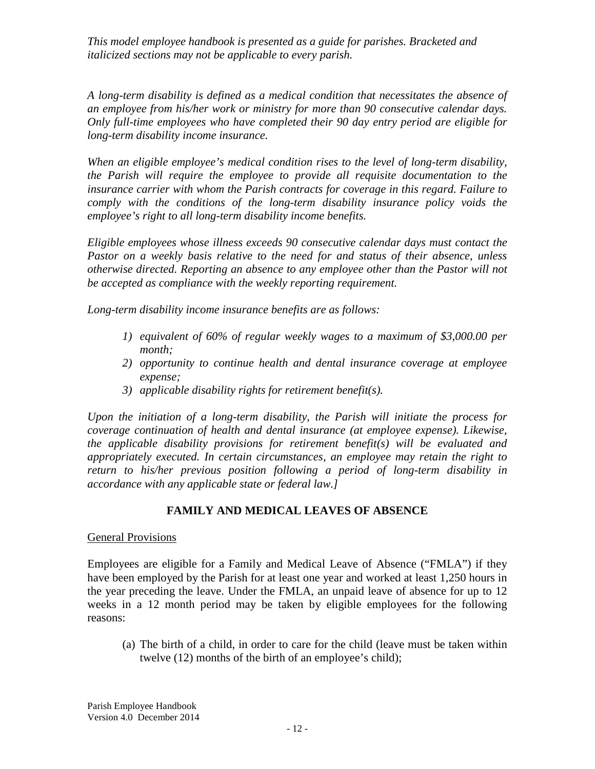*This model employee handbook is presented as a guide for parishes. Bracketed and italicized sections may not be applicable to every parish.*

*A long-term disability is defined as a medical condition that necessitates the absence of an employee from his/her work or ministry for more than 90 consecutive calendar days. Only full-time employees who have completed their 90 day entry period are eligible for long-term disability income insurance.*

*When an eligible employee's medical condition rises to the level of long-term disability, the Parish will require the employee to provide all requisite documentation to the insurance carrier with whom the Parish contracts for coverage in this regard. Failure to comply with the conditions of the long-term disability insurance policy voids the employee's right to all long-term disability income benefits.*

*Eligible employees whose illness exceeds 90 consecutive calendar days must contact the Pastor on a weekly basis relative to the need for and status of their absence, unless otherwise directed. Reporting an absence to any employee other than the Pastor will not be accepted as compliance with the weekly reporting requirement.*

*Long-term disability income insurance benefits are as follows:*

1) *equivalent of 60% of regular weekly wages to a maximum of $3,000.00 per month;*
2) *opportunity to continue health and dental insurance coverage at employee expense;*
3) *applicable disability rights for retirement benefit(s).*

*Upon the initiation of a long-term disability, the Parish will initiate the process for coverage continuation of health and dental insurance (at employee expense). Likewise, the applicable disability provisions for retirement benefit(s) will be evaluated and appropriately executed. In certain circumstances, an employee may retain the right to return to his/her previous position following a period of long-term disability in accordance with any applicable state or federal law.]*

## FAMILY AND MEDICAL LEAVES OF ABSENCE

General Provisions

Employees are eligible for a Family and Medical Leave of Absence ("FMLA") if they have been employed by the Parish for at least one year and worked at least 1,250 hours in the year preceding the leave. Under the FMLA, an unpaid leave of absence for up to 12 weeks in a 12 month period may be taken by eligible employees for the following reasons:

(a) The birth of a child, in order to care for the child (leave must be taken within twelve (12) months of the birth of an employee's child);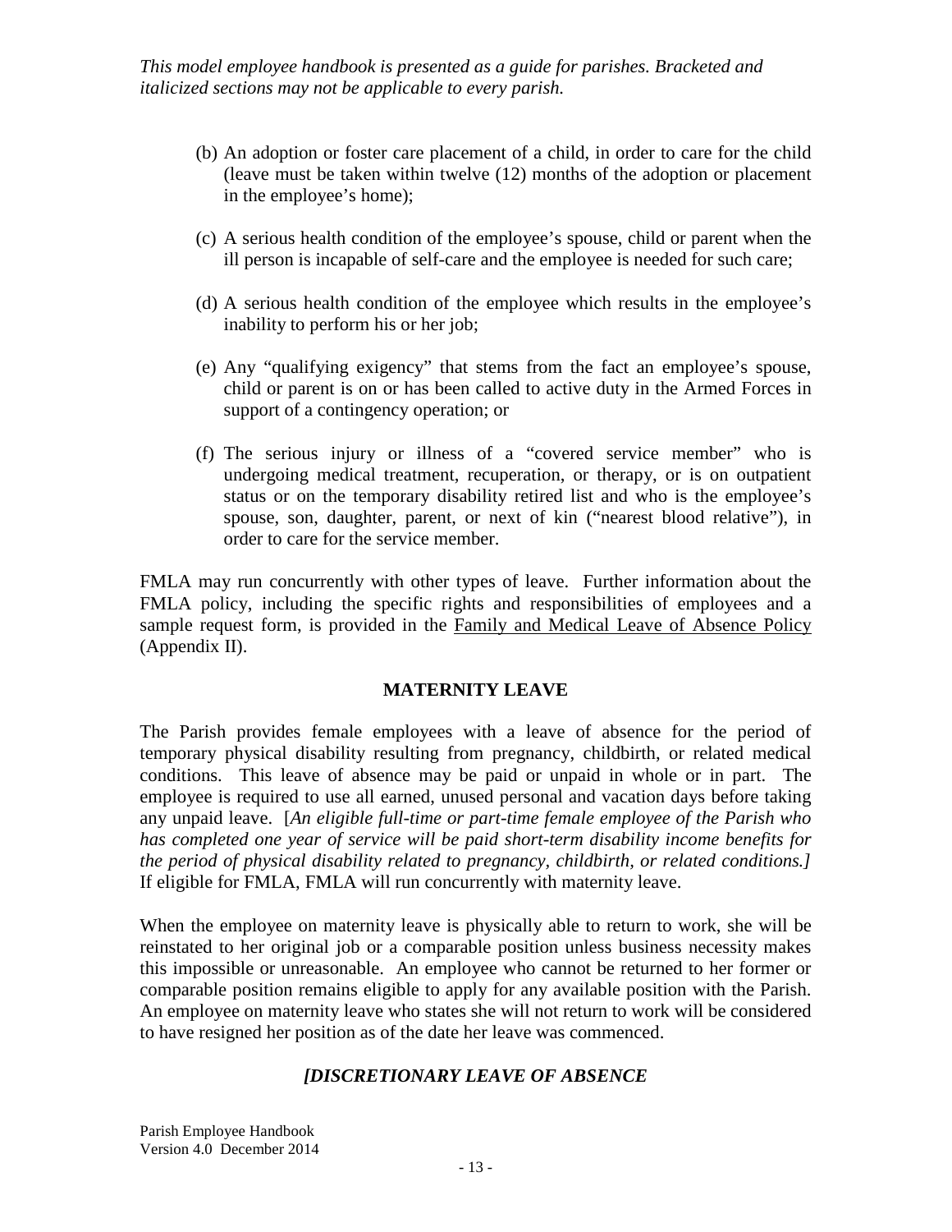*This model employee handbook is presented as a guide for parishes. Bracketed and italicized sections may not be applicable to every parish.*

(b) An adoption or foster care placement of a child, in order to care for the child (leave must be taken within twelve (12) months of the adoption or placement in the employee's home);

(c) A serious health condition of the employee's spouse, child or parent when the ill person is incapable of self-care and the employee is needed for such care;

(d) A serious health condition of the employee which results in the employee's inability to perform his or her job;

(e) Any "qualifying exigency" that stems from the fact an employee's spouse, child or parent is on or has been called to active duty in the Armed Forces in support of a contingency operation; or

(f) The serious injury or illness of a "covered service member" who is undergoing medical treatment, recuperation, or therapy, or is on outpatient status or on the temporary disability retired list and who is the employee's spouse, son, daughter, parent, or next of kin ("nearest blood relative"), in order to care for the service member.

FMLA may run concurrently with other types of leave. Further information about the FMLA policy, including the specific rights and responsibilities of employees and a sample request form, is provided in the Family and Medical Leave of Absence Policy (Appendix II).

## MATERNITY LEAVE

The Parish provides female employees with a leave of absence for the period of temporary physical disability resulting from pregnancy, childbirth, or related medical conditions. This leave of absence may be paid or unpaid in whole or in part. The employee is required to use all earned, unused personal and vacation days before taking any unpaid leave. [*An eligible full-time or part-time female employee of the Parish who has completed one year of service will be paid short-term disability income benefits for the period of physical disability related to pregnancy, childbirth, or related conditions.]* If eligible for FMLA, FMLA will run concurrently with maternity leave.

When the employee on maternity leave is physically able to return to work, she will be reinstated to her original job or a comparable position unless business necessity makes this impossible or unreasonable. An employee who cannot be returned to her former or comparable position remains eligible to apply for any available position with the Parish. An employee on maternity leave who states she will not return to work will be considered to have resigned her position as of the date her leave was commenced.

## *[DISCRETIONARY LEAVE OF ABSENCE*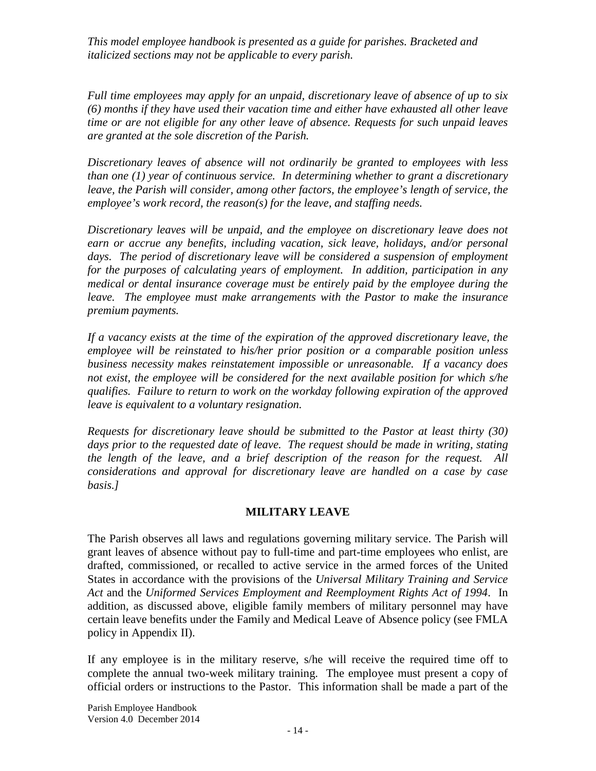*This model employee handbook is presented as a guide for parishes. Bracketed and italicized sections may not be applicable to every parish.*

*Full time employees may apply for an unpaid, discretionary leave of absence of up to six (6) months if they have used their vacation time and either have exhausted all other leave time or are not eligible for any other leave of absence. Requests for such unpaid leaves are granted at the sole discretion of the Parish.*

*Discretionary leaves of absence will not ordinarily be granted to employees with less than one (1) year of continuous service. In determining whether to grant a discretionary leave, the Parish will consider, among other factors, the employee's length of service, the employee's work record, the reason(s) for the leave, and staffing needs.*

*Discretionary leaves will be unpaid, and the employee on discretionary leave does not earn or accrue any benefits, including vacation, sick leave, holidays, and/or personal days. The period of discretionary leave will be considered a suspension of employment for the purposes of calculating years of employment. In addition, participation in any medical or dental insurance coverage must be entirely paid by the employee during the leave. The employee must make arrangements with the Pastor to make the insurance premium payments.*

*If a vacancy exists at the time of the expiration of the approved discretionary leave, the employee will be reinstated to his/her prior position or a comparable position unless business necessity makes reinstatement impossible or unreasonable. If a vacancy does not exist, the employee will be considered for the next available position for which s/he qualifies. Failure to return to work on the workday following expiration of the approved leave is equivalent to a voluntary resignation.*

*Requests for discretionary leave should be submitted to the Pastor at least thirty (30) days prior to the requested date of leave. The request should be made in writing, stating the length of the leave, and a brief description of the reason for the request. All considerations and approval for discretionary leave are handled on a case by case basis.]*

## MILITARY LEAVE

The Parish observes all laws and regulations governing military service. The Parish will grant leaves of absence without pay to full-time and part-time employees who enlist, are drafted, commissioned, or recalled to active service in the armed forces of the United States in accordance with the provisions of the *Universal Military Training and Service Act* and the *Uniformed Services Employment and Reemployment Rights Act of 1994*. In addition, as discussed above, eligible family members of military personnel may have certain leave benefits under the Family and Medical Leave of Absence policy (see FMLA policy in Appendix II).

If any employee is in the military reserve, s/he will receive the required time off to complete the annual two-week military training. The employee must present a copy of official orders or instructions to the Pastor. This information shall be made a part of the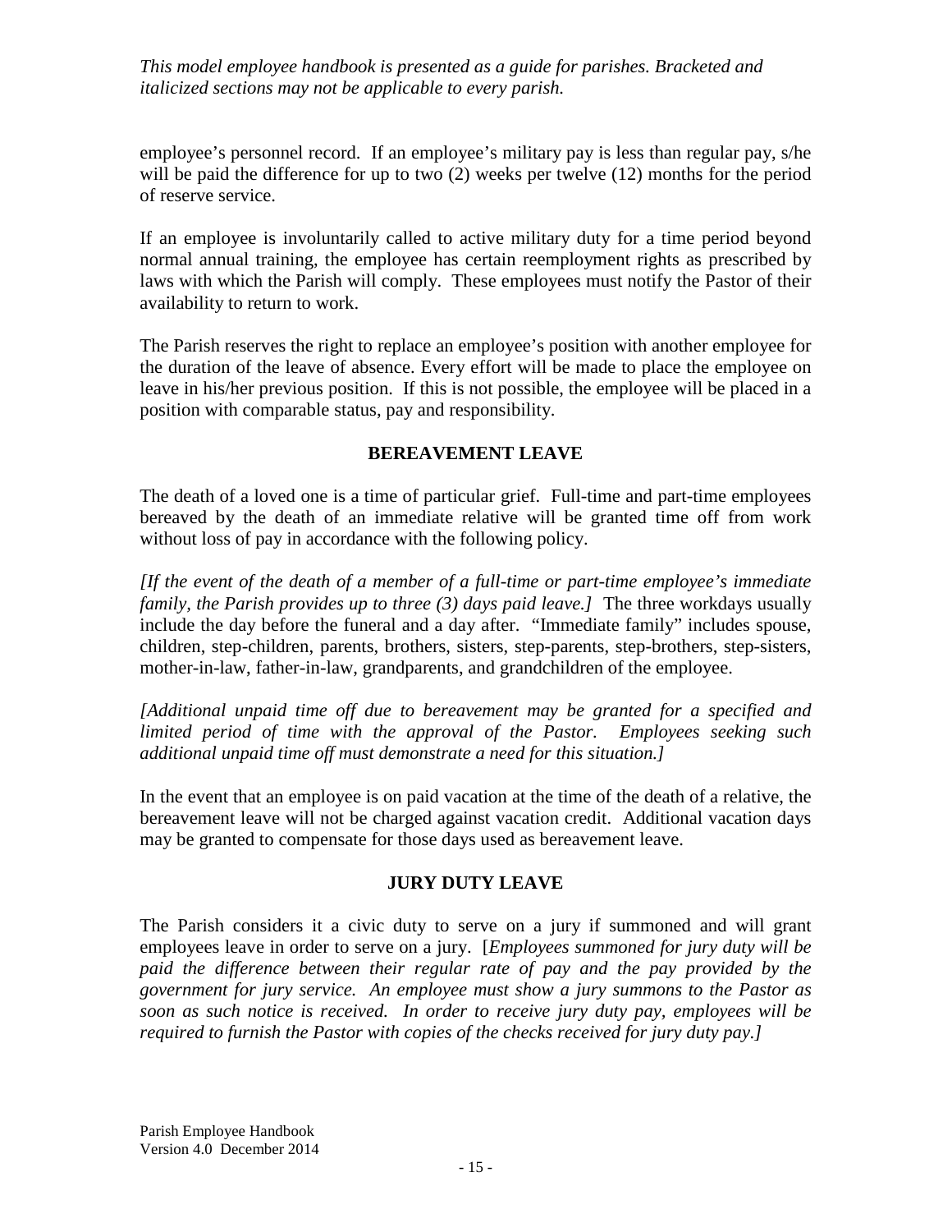*This model employee handbook is presented as a guide for parishes. Bracketed and italicized sections may not be applicable to every parish.*

employee's personnel record. If an employee's military pay is less than regular pay, s/he will be paid the difference for up to two (2) weeks per twelve (12) months for the period of reserve service.

If an employee is involuntarily called to active military duty for a time period beyond normal annual training, the employee has certain reemployment rights as prescribed by laws with which the Parish will comply. These employees must notify the Pastor of their availability to return to work.

The Parish reserves the right to replace an employee's position with another employee for the duration of the leave of absence. Every effort will be made to place the employee on leave in his/her previous position. If this is not possible, the employee will be placed in a position with comparable status, pay and responsibility.

## BEREAVEMENT LEAVE

The death of a loved one is a time of particular grief. Full-time and part-time employees bereaved by the death of an immediate relative will be granted time off from work without loss of pay in accordance with the following policy.

*[If the event of the death of a member of a full-time or part-time employee's immediate family, the Parish provides up to three (3) days paid leave.]* The three workdays usually include the day before the funeral and a day after. "Immediate family" includes spouse, children, step-children, parents, brothers, sisters, step-parents, step-brothers, step-sisters, mother-in-law, father-in-law, grandparents, and grandchildren of the employee.

*[Additional unpaid time off due to bereavement may be granted for a specified and limited period of time with the approval of the Pastor. Employees seeking such additional unpaid time off must demonstrate a need for this situation.]*

In the event that an employee is on paid vacation at the time of the death of a relative, the bereavement leave will not be charged against vacation credit. Additional vacation days may be granted to compensate for those days used as bereavement leave.

## JURY DUTY LEAVE

The Parish considers it a civic duty to serve on a jury if summoned and will grant employees leave in order to serve on a jury. [*Employees summoned for jury duty will be paid the difference between their regular rate of pay and the pay provided by the government for jury service. An employee must show a jury summons to the Pastor as soon as such notice is received. In order to receive jury duty pay, employees will be required to furnish the Pastor with copies of the checks received for jury duty pay.]*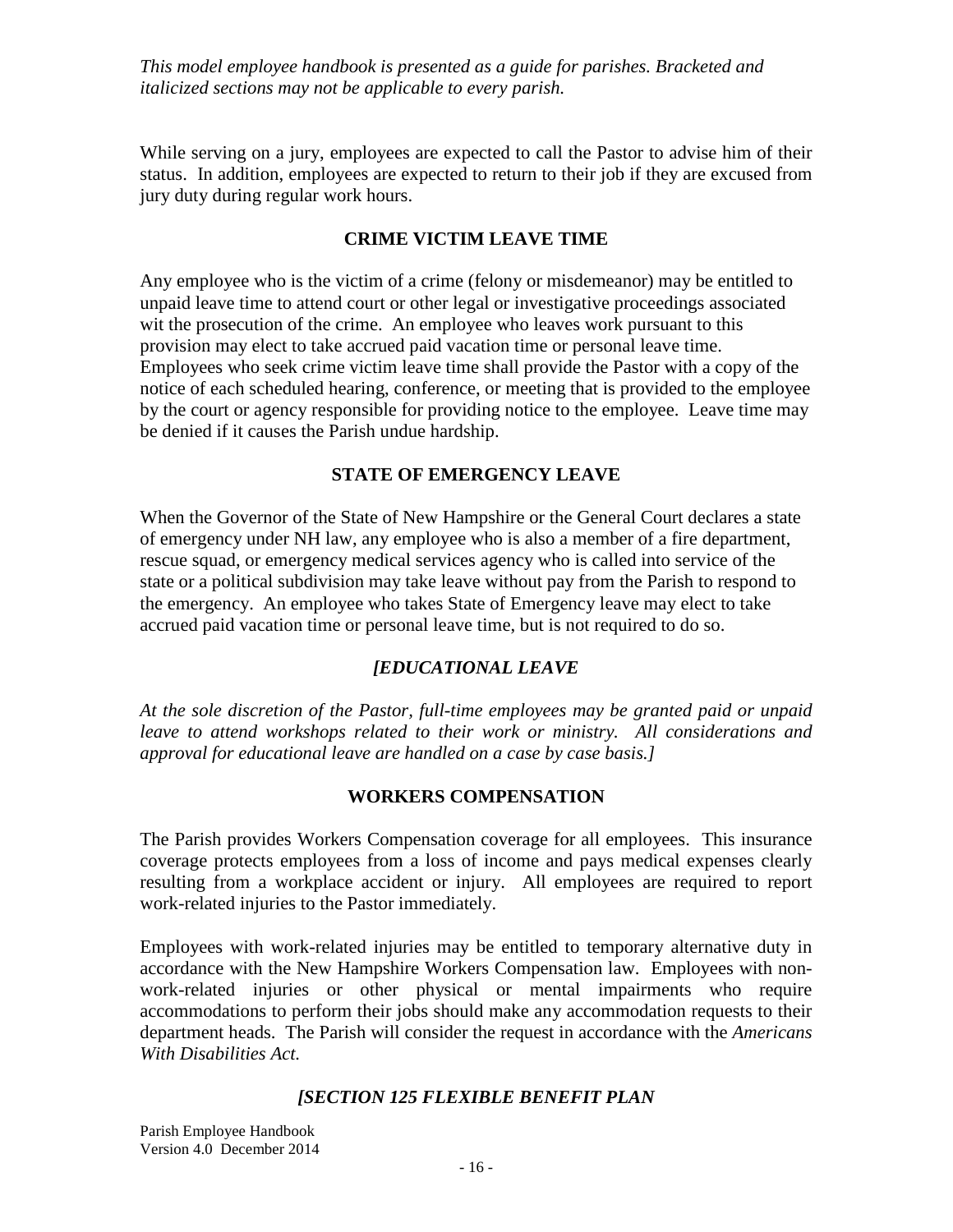*This model employee handbook is presented as a guide for parishes. Bracketed and italicized sections may not be applicable to every parish.*

While serving on a jury, employees are expected to call the Pastor to advise him of their status. In addition, employees are expected to return to their job if they are excused from jury duty during regular work hours.

## CRIME VICTIM LEAVE TIME

Any employee who is the victim of a crime (felony or misdemeanor) may be entitled to unpaid leave time to attend court or other legal or investigative proceedings associated wit the prosecution of the crime. An employee who leaves work pursuant to this provision may elect to take accrued paid vacation time or personal leave time. Employees who seek crime victim leave time shall provide the Pastor with a copy of the notice of each scheduled hearing, conference, or meeting that is provided to the employee by the court or agency responsible for providing notice to the employee. Leave time may be denied if it causes the Parish undue hardship.

## STATE OF EMERGENCY LEAVE

When the Governor of the State of New Hampshire or the General Court declares a state of emergency under NH law, any employee who is also a member of a fire department, rescue squad, or emergency medical services agency who is called into service of the state or a political subdivision may take leave without pay from the Parish to respond to the emergency. An employee who takes State of Emergency leave may elect to take accrued paid vacation time or personal leave time, but is not required to do so.

## *[EDUCATIONAL LEAVE*

*At the sole discretion of the Pastor, full-time employees may be granted paid or unpaid leave to attend workshops related to their work or ministry. All considerations and approval for educational leave are handled on a case by case basis.]*

## WORKERS COMPENSATION

The Parish provides Workers Compensation coverage for all employees. This insurance coverage protects employees from a loss of income and pays medical expenses clearly resulting from a workplace accident or injury. All employees are required to report work-related injuries to the Pastor immediately.

Employees with work-related injuries may be entitled to temporary alternative duty in accordance with the New Hampshire Workers Compensation law. Employees with non-work-related injuries or other physical or mental impairments who require accommodations to perform their jobs should make any accommodation requests to their department heads. The Parish will consider the request in accordance with the *Americans With Disabilities Act.*

## *[SECTION 125 FLEXIBLE BENEFIT PLAN*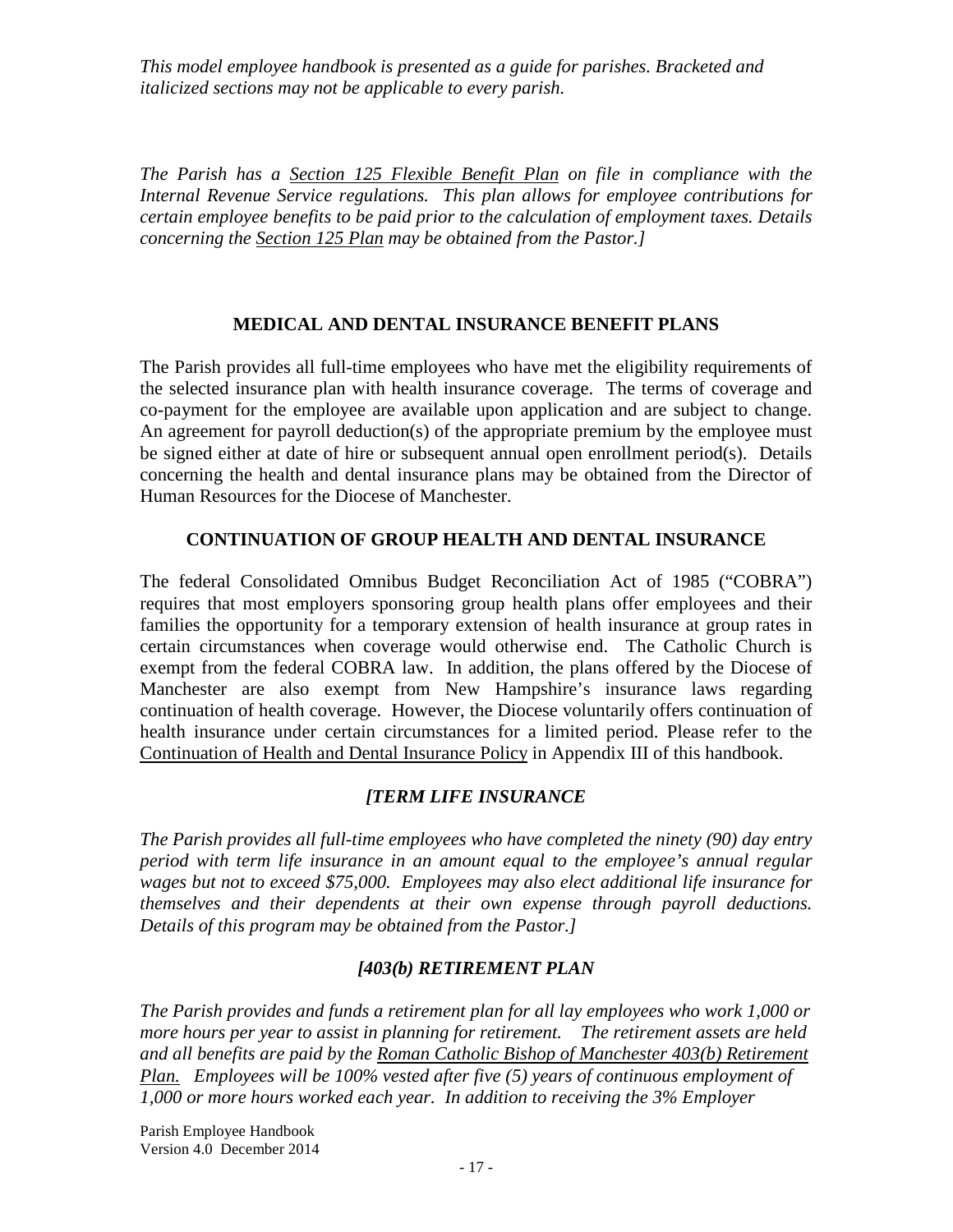*This model employee handbook is presented as a guide for parishes. Bracketed and italicized sections may not be applicable to every parish.*

*The Parish has a Section 125 Flexible Benefit Plan on file in compliance with the Internal Revenue Service regulations. This plan allows for employee contributions for certain employee benefits to be paid prior to the calculation of employment taxes. Details concerning the Section 125 Plan may be obtained from the Pastor.]*

## MEDICAL AND DENTAL INSURANCE BENEFIT PLANS

The Parish provides all full-time employees who have met the eligibility requirements of the selected insurance plan with health insurance coverage. The terms of coverage and co-payment for the employee are available upon application and are subject to change. An agreement for payroll deduction(s) of the appropriate premium by the employee must be signed either at date of hire or subsequent annual open enrollment period(s). Details concerning the health and dental insurance plans may be obtained from the Director of Human Resources for the Diocese of Manchester.

## CONTINUATION OF GROUP HEALTH AND DENTAL INSURANCE

The federal Consolidated Omnibus Budget Reconciliation Act of 1985 ("COBRA") requires that most employers sponsoring group health plans offer employees and their families the opportunity for a temporary extension of health insurance at group rates in certain circumstances when coverage would otherwise end. The Catholic Church is exempt from the federal COBRA law. In addition, the plans offered by the Diocese of Manchester are also exempt from New Hampshire's insurance laws regarding continuation of health coverage. However, the Diocese voluntarily offers continuation of health insurance under certain circumstances for a limited period. Please refer to the Continuation of Health and Dental Insurance Policy in Appendix III of this handbook.

## *[TERM LIFE INSURANCE*

*The Parish provides all full-time employees who have completed the ninety (90) day entry period with term life insurance in an amount equal to the employee's annual regular wages but not to exceed $75,000. Employees may also elect additional life insurance for themselves and their dependents at their own expense through payroll deductions. Details of this program may be obtained from the Pastor.]*

## *[403(b) RETIREMENT PLAN*

*The Parish provides and funds a retirement plan for all lay employees who work 1,000 or more hours per year to assist in planning for retirement. The retirement assets are held and all benefits are paid by the Roman Catholic Bishop of Manchester 403(b) Retirement Plan. Employees will be 100% vested after five (5) years of continuous employment of 1,000 or more hours worked each year. In addition to receiving the 3% Employer*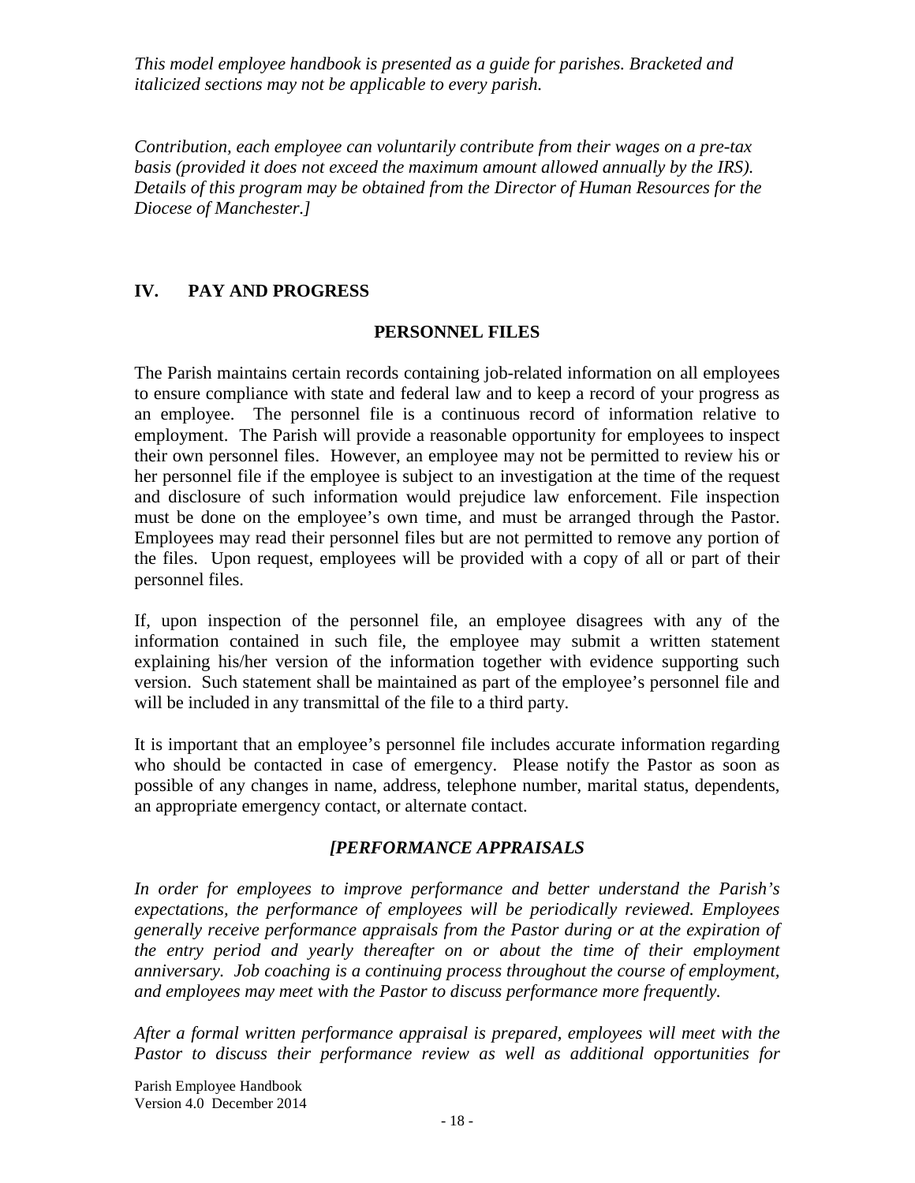*This model employee handbook is presented as a guide for parishes. Bracketed and italicized sections may not be applicable to every parish.*

*Contribution, each employee can voluntarily contribute from their wages on a pre-tax basis (provided it does not exceed the maximum amount allowed annually by the IRS). Details of this program may be obtained from the Director of Human Resources for the Diocese of Manchester.]*

## IV. PAY AND PROGRESS

### PERSONNEL FILES

The Parish maintains certain records containing job-related information on all employees to ensure compliance with state and federal law and to keep a record of your progress as an employee. The personnel file is a continuous record of information relative to employment. The Parish will provide a reasonable opportunity for employees to inspect their own personnel files. However, an employee may not be permitted to review his or her personnel file if the employee is subject to an investigation at the time of the request and disclosure of such information would prejudice law enforcement. File inspection must be done on the employee's own time, and must be arranged through the Pastor. Employees may read their personnel files but are not permitted to remove any portion of the files. Upon request, employees will be provided with a copy of all or part of their personnel files.

If, upon inspection of the personnel file, an employee disagrees with any of the information contained in such file, the employee may submit a written statement explaining his/her version of the information together with evidence supporting such version. Such statement shall be maintained as part of the employee's personnel file and will be included in any transmittal of the file to a third party.

It is important that an employee's personnel file includes accurate information regarding who should be contacted in case of emergency. Please notify the Pastor as soon as possible of any changes in name, address, telephone number, marital status, dependents, an appropriate emergency contact, or alternate contact.

### *[PERFORMANCE APPRAISALS*

*In order for employees to improve performance and better understand the Parish's expectations, the performance of employees will be periodically reviewed. Employees generally receive performance appraisals from the Pastor during or at the expiration of the entry period and yearly thereafter on or about the time of their employment anniversary. Job coaching is a continuing process throughout the course of employment, and employees may meet with the Pastor to discuss performance more frequently.*

*After a formal written performance appraisal is prepared, employees will meet with the Pastor to discuss their performance review as well as additional opportunities for*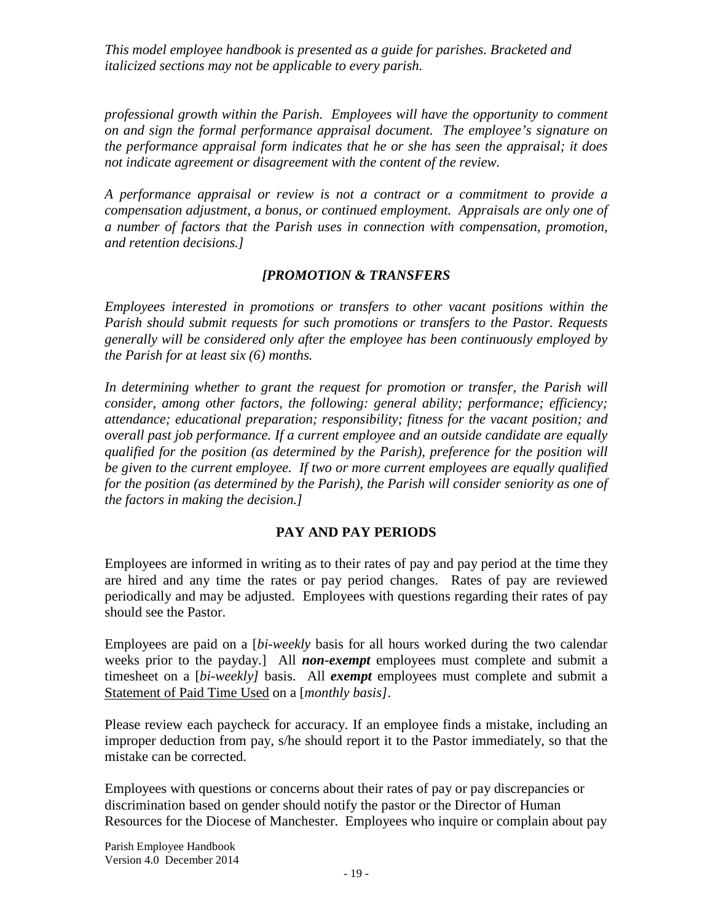*This model employee handbook is presented as a guide for parishes. Bracketed and italicized sections may not be applicable to every parish.*

*professional growth within the Parish. Employees will have the opportunity to comment on and sign the formal performance appraisal document. The employee's signature on the performance appraisal form indicates that he or she has seen the appraisal; it does not indicate agreement or disagreement with the content of the review.*

*A performance appraisal or review is not a contract or a commitment to provide a compensation adjustment, a bonus, or continued employment. Appraisals are only one of a number of factors that the Parish uses in connection with compensation, promotion, and retention decisions.]*

## *[PROMOTION & TRANSFERS*

*Employees interested in promotions or transfers to other vacant positions within the Parish should submit requests for such promotions or transfers to the Pastor. Requests generally will be considered only after the employee has been continuously employed by the Parish for at least six (6) months.*

*In determining whether to grant the request for promotion or transfer, the Parish will consider, among other factors, the following: general ability; performance; efficiency; attendance; educational preparation; responsibility; fitness for the vacant position; and overall past job performance. If a current employee and an outside candidate are equally qualified for the position (as determined by the Parish), preference for the position will be given to the current employee. If two or more current employees are equally qualified for the position (as determined by the Parish), the Parish will consider seniority as one of the factors in making the decision.]*

## PAY AND PAY PERIODS

Employees are informed in writing as to their rates of pay and pay period at the time they are hired and any time the rates or pay period changes. Rates of pay are reviewed periodically and may be adjusted. Employees with questions regarding their rates of pay should see the Pastor.

Employees are paid on a [*bi-weekly* basis for all hours worked during the two calendar weeks prior to the payday.] All ***non-exempt*** employees must complete and submit a timesheet on a [*bi-weekly]* basis. All ***exempt*** employees must complete and submit a <u>Statement of Paid Time Used</u> on a [*monthly basis]*.

Please review each paycheck for accuracy. If an employee finds a mistake, including an improper deduction from pay, s/he should report it to the Pastor immediately, so that the mistake can be corrected.

Employees with questions or concerns about their rates of pay or pay discrepancies or discrimination based on gender should notify the pastor or the Director of Human Resources for the Diocese of Manchester. Employees who inquire or complain about pay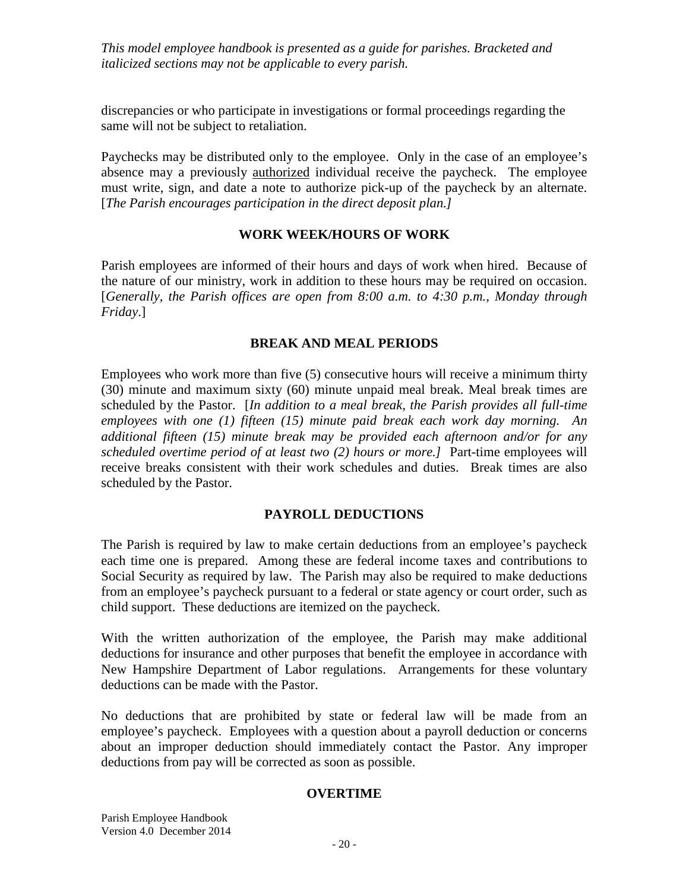*This model employee handbook is presented as a guide for parishes. Bracketed and italicized sections may not be applicable to every parish.*

discrepancies or who participate in investigations or formal proceedings regarding the same will not be subject to retaliation.

Paychecks may be distributed only to the employee. Only in the case of an employee's absence may a previously authorized individual receive the paycheck. The employee must write, sign, and date a note to authorize pick-up of the paycheck by an alternate. [*The Parish encourages participation in the direct deposit plan.]*

## WORK WEEK/HOURS OF WORK

Parish employees are informed of their hours and days of work when hired. Because of the nature of our ministry, work in addition to these hours may be required on occasion. [*Generally, the Parish offices are open from 8:00 a.m. to 4:30 p.m., Monday through Friday*.]

## BREAK AND MEAL PERIODS

Employees who work more than five (5) consecutive hours will receive a minimum thirty (30) minute and maximum sixty (60) minute unpaid meal break. Meal break times are scheduled by the Pastor. [*In addition to a meal break, the Parish provides all full-time employees with one (1) fifteen (15) minute paid break each work day morning. An additional fifteen (15) minute break may be provided each afternoon and/or for any scheduled overtime period of at least two (2) hours or more.]* Part-time employees will receive breaks consistent with their work schedules and duties. Break times are also scheduled by the Pastor.

## PAYROLL DEDUCTIONS

The Parish is required by law to make certain deductions from an employee's paycheck each time one is prepared. Among these are federal income taxes and contributions to Social Security as required by law. The Parish may also be required to make deductions from an employee's paycheck pursuant to a federal or state agency or court order, such as child support. These deductions are itemized on the paycheck.

With the written authorization of the employee, the Parish may make additional deductions for insurance and other purposes that benefit the employee in accordance with New Hampshire Department of Labor regulations. Arrangements for these voluntary deductions can be made with the Pastor.

No deductions that are prohibited by state or federal law will be made from an employee's paycheck. Employees with a question about a payroll deduction or concerns about an improper deduction should immediately contact the Pastor. Any improper deductions from pay will be corrected as soon as possible.

## OVERTIME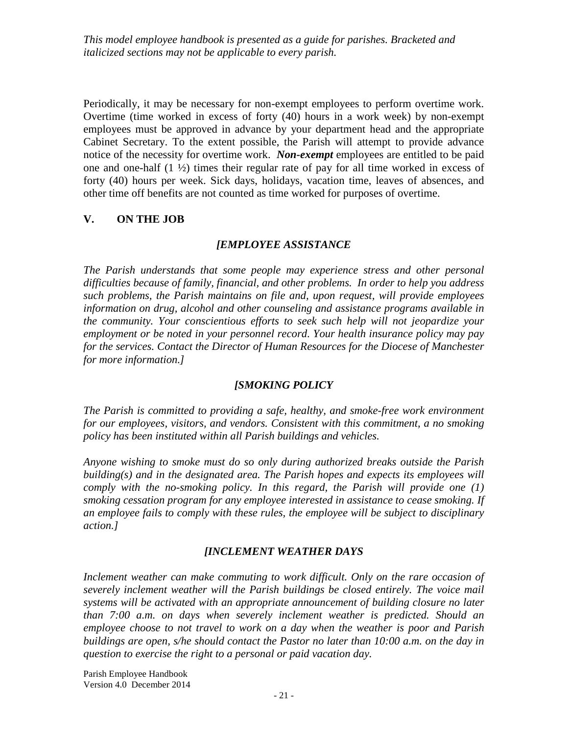*This model employee handbook is presented as a guide for parishes. Bracketed and italicized sections may not be applicable to every parish.*

Periodically, it may be necessary for non-exempt employees to perform overtime work. Overtime (time worked in excess of forty (40) hours in a work week) by non-exempt employees must be approved in advance by your department head and the appropriate Cabinet Secretary. To the extent possible, the Parish will attempt to provide advance notice of the necessity for overtime work. ***Non-exempt*** employees are entitled to be paid one and one-half (1 ½) times their regular rate of pay for all time worked in excess of forty (40) hours per week. Sick days, holidays, vacation time, leaves of absences, and other time off benefits are not counted as time worked for purposes of overtime.

## V. ON THE JOB

### *[EMPLOYEE ASSISTANCE*

*The Parish understands that some people may experience stress and other personal difficulties because of family, financial, and other problems. In order to help you address such problems, the Parish maintains on file and, upon request, will provide employees information on drug, alcohol and other counseling and assistance programs available in the community. Your conscientious efforts to seek such help will not jeopardize your employment or be noted in your personnel record. Your health insurance policy may pay for the services. Contact the Director of Human Resources for the Diocese of Manchester for more information.]*

### *[SMOKING POLICY*

*The Parish is committed to providing a safe, healthy, and smoke-free work environment for our employees, visitors, and vendors. Consistent with this commitment, a no smoking policy has been instituted within all Parish buildings and vehicles.*

*Anyone wishing to smoke must do so only during authorized breaks outside the Parish building(s) and in the designated area. The Parish hopes and expects its employees will comply with the no-smoking policy. In this regard, the Parish will provide one (1) smoking cessation program for any employee interested in assistance to cease smoking. If an employee fails to comply with these rules, the employee will be subject to disciplinary action.]*

### *[INCLEMENT WEATHER DAYS*

*Inclement weather can make commuting to work difficult. Only on the rare occasion of severely inclement weather will the Parish buildings be closed entirely. The voice mail systems will be activated with an appropriate announcement of building closure no later than 7:00 a.m. on days when severely inclement weather is predicted. Should an employee choose to not travel to work on a day when the weather is poor and Parish buildings are open, s/he should contact the Pastor no later than 10:00 a.m. on the day in question to exercise the right to a personal or paid vacation day.*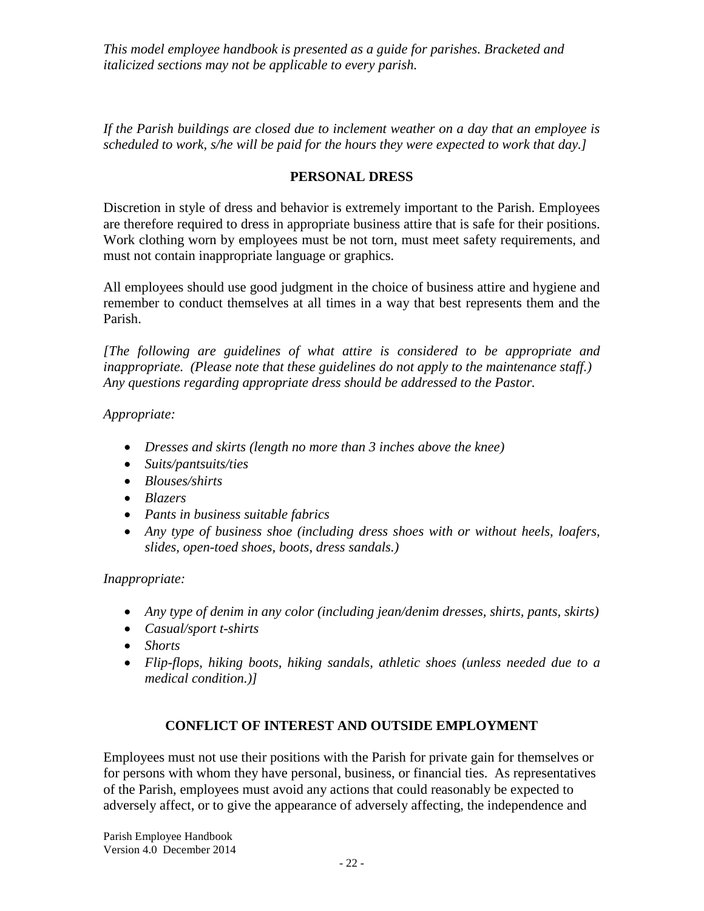*This model employee handbook is presented as a guide for parishes. Bracketed and italicized sections may not be applicable to every parish.*

*If the Parish buildings are closed due to inclement weather on a day that an employee is scheduled to work, s/he will be paid for the hours they were expected to work that day.]*

## PERSONAL DRESS

Discretion in style of dress and behavior is extremely important to the Parish. Employees are therefore required to dress in appropriate business attire that is safe for their positions. Work clothing worn by employees must be not torn, must meet safety requirements, and must not contain inappropriate language or graphics.

All employees should use good judgment in the choice of business attire and hygiene and remember to conduct themselves at all times in a way that best represents them and the Parish.

*[The following are guidelines of what attire is considered to be appropriate and inappropriate. (Please note that these guidelines do not apply to the maintenance staff.) Any questions regarding appropriate dress should be addressed to the Pastor.*

*Appropriate:*

- *Dresses and skirts (length no more than 3 inches above the knee)*
- *Suits/pantsuits/ties*
- *Blouses/shirts*
- *Blazers*
- *Pants in business suitable fabrics*
- *Any type of business shoe (including dress shoes with or without heels, loafers, slides, open-toed shoes, boots, dress sandals.)*

*Inappropriate:*

- *Any type of denim in any color (including jean/denim dresses, shirts, pants, skirts)*
- *Casual/sport t-shirts*
- *Shorts*
- *Flip-flops, hiking boots, hiking sandals, athletic shoes (unless needed due to a medical condition.)]*

## CONFLICT OF INTEREST AND OUTSIDE EMPLOYMENT

Employees must not use their positions with the Parish for private gain for themselves or for persons with whom they have personal, business, or financial ties. As representatives of the Parish, employees must avoid any actions that could reasonably be expected to adversely affect, or to give the appearance of adversely affecting, the independence and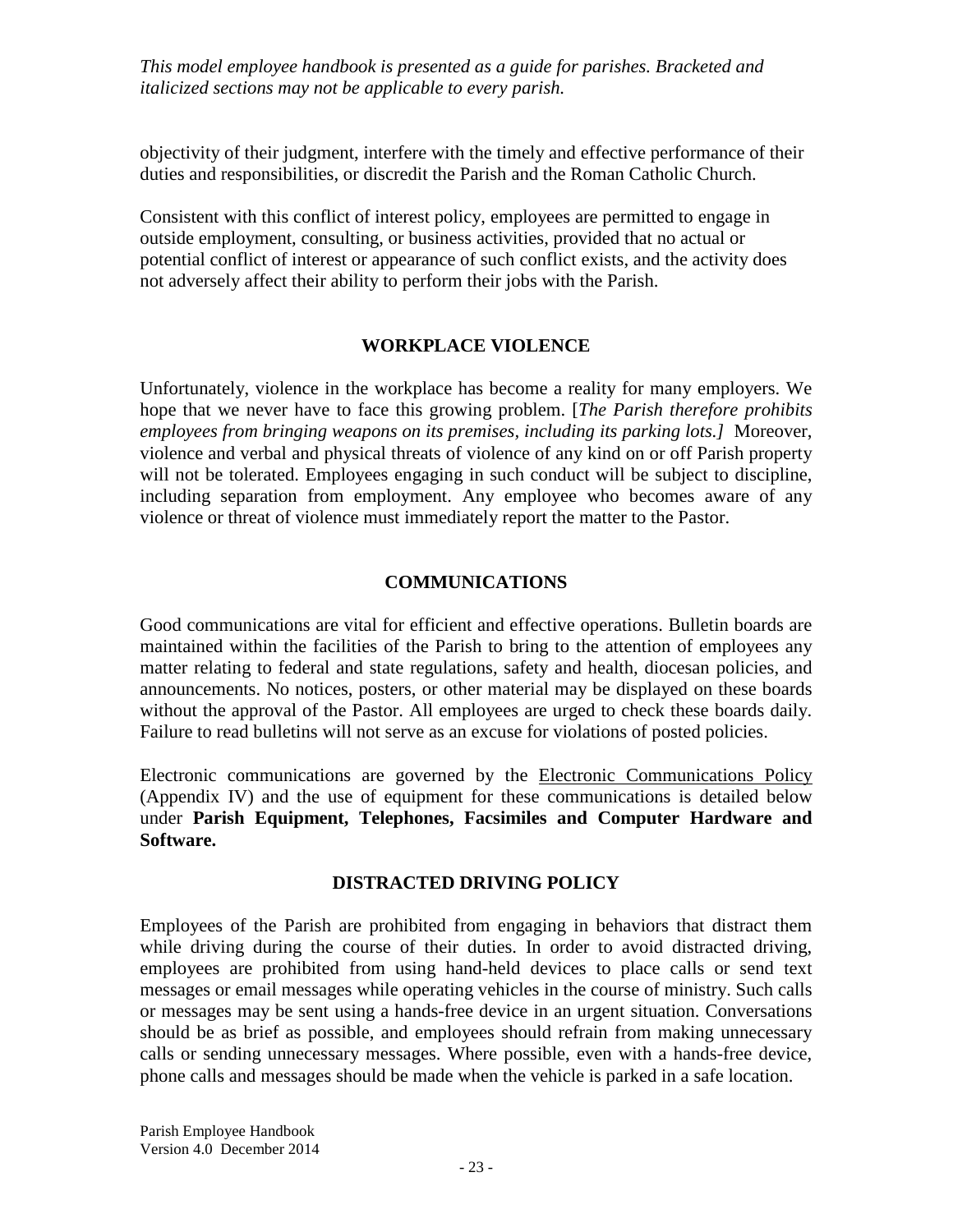*This model employee handbook is presented as a guide for parishes. Bracketed and italicized sections may not be applicable to every parish.*

objectivity of their judgment, interfere with the timely and effective performance of their duties and responsibilities, or discredit the Parish and the Roman Catholic Church.

Consistent with this conflict of interest policy, employees are permitted to engage in outside employment, consulting, or business activities, provided that no actual or potential conflict of interest or appearance of such conflict exists, and the activity does not adversely affect their ability to perform their jobs with the Parish.

## WORKPLACE VIOLENCE

Unfortunately, violence in the workplace has become a reality for many employers. We hope that we never have to face this growing problem. [*The Parish therefore prohibits employees from bringing weapons on its premises, including its parking lots.]* Moreover, violence and verbal and physical threats of violence of any kind on or off Parish property will not be tolerated. Employees engaging in such conduct will be subject to discipline, including separation from employment. Any employee who becomes aware of any violence or threat of violence must immediately report the matter to the Pastor.

## COMMUNICATIONS

Good communications are vital for efficient and effective operations. Bulletin boards are maintained within the facilities of the Parish to bring to the attention of employees any matter relating to federal and state regulations, safety and health, diocesan policies, and announcements. No notices, posters, or other material may be displayed on these boards without the approval of the Pastor. All employees are urged to check these boards daily. Failure to read bulletins will not serve as an excuse for violations of posted policies.

Electronic communications are governed by the Electronic Communications Policy (Appendix IV) and the use of equipment for these communications is detailed below under **Parish Equipment, Telephones, Facsimiles and Computer Hardware and Software.**

## DISTRACTED DRIVING POLICY

Employees of the Parish are prohibited from engaging in behaviors that distract them while driving during the course of their duties. In order to avoid distracted driving, employees are prohibited from using hand-held devices to place calls or send text messages or email messages while operating vehicles in the course of ministry. Such calls or messages may be sent using a hands-free device in an urgent situation. Conversations should be as brief as possible, and employees should refrain from making unnecessary calls or sending unnecessary messages. Where possible, even with a hands-free device, phone calls and messages should be made when the vehicle is parked in a safe location.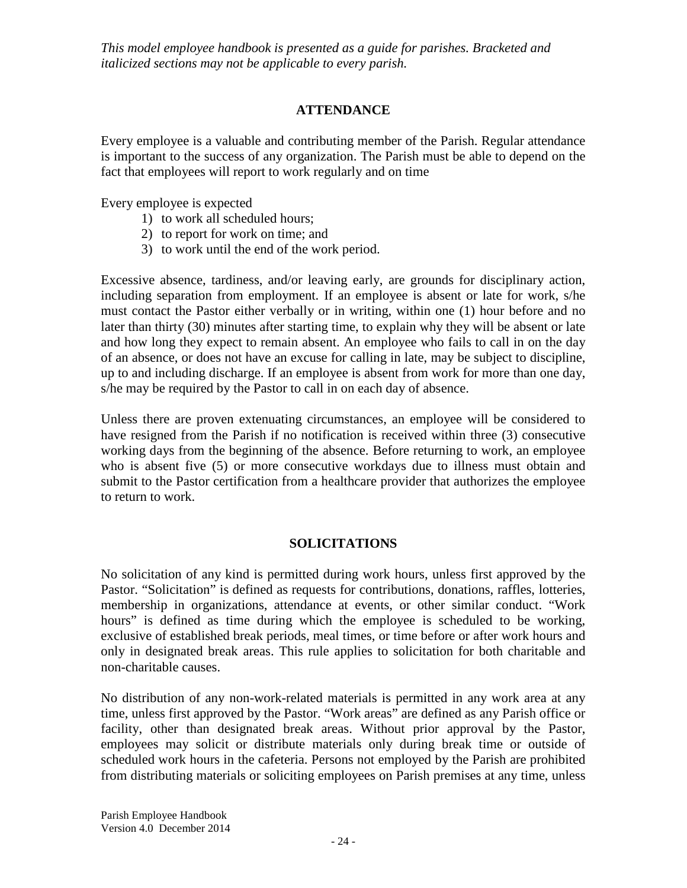*This model employee handbook is presented as a guide for parishes. Bracketed and italicized sections may not be applicable to every parish.*

## ATTENDANCE

Every employee is a valuable and contributing member of the Parish. Regular attendance is important to the success of any organization. The Parish must be able to depend on the fact that employees will report to work regularly and on time

Every employee is expected

1) to work all scheduled hours;
2) to report for work on time; and
3) to work until the end of the work period.

Excessive absence, tardiness, and/or leaving early, are grounds for disciplinary action, including separation from employment. If an employee is absent or late for work, s/he must contact the Pastor either verbally or in writing, within one (1) hour before and no later than thirty (30) minutes after starting time, to explain why they will be absent or late and how long they expect to remain absent. An employee who fails to call in on the day of an absence, or does not have an excuse for calling in late, may be subject to discipline, up to and including discharge. If an employee is absent from work for more than one day, s/he may be required by the Pastor to call in on each day of absence.

Unless there are proven extenuating circumstances, an employee will be considered to have resigned from the Parish if no notification is received within three (3) consecutive working days from the beginning of the absence. Before returning to work, an employee who is absent five (5) or more consecutive workdays due to illness must obtain and submit to the Pastor certification from a healthcare provider that authorizes the employee to return to work.

## SOLICITATIONS

No solicitation of any kind is permitted during work hours, unless first approved by the Pastor. "Solicitation" is defined as requests for contributions, donations, raffles, lotteries, membership in organizations, attendance at events, or other similar conduct. "Work hours" is defined as time during which the employee is scheduled to be working, exclusive of established break periods, meal times, or time before or after work hours and only in designated break areas. This rule applies to solicitation for both charitable and non-charitable causes.

No distribution of any non-work-related materials is permitted in any work area at any time, unless first approved by the Pastor. "Work areas" are defined as any Parish office or facility, other than designated break areas. Without prior approval by the Pastor, employees may solicit or distribute materials only during break time or outside of scheduled work hours in the cafeteria. Persons not employed by the Parish are prohibited from distributing materials or soliciting employees on Parish premises at any time, unless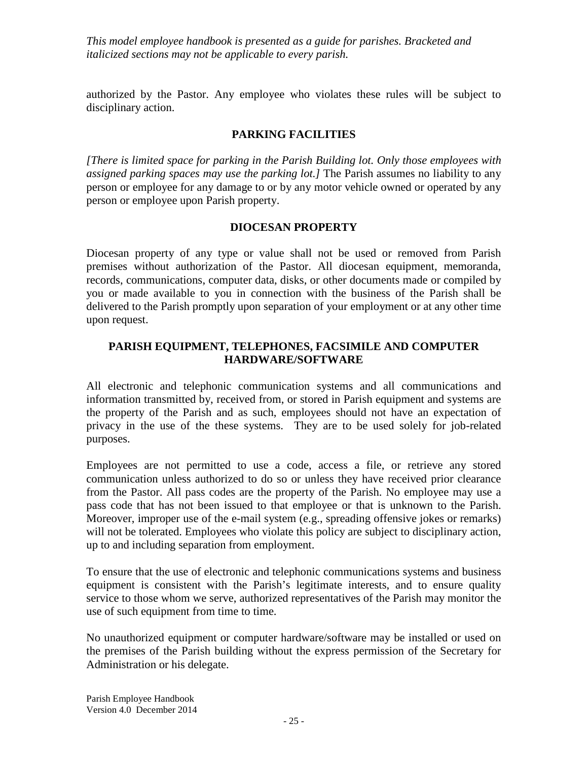authorized by the Pastor. Any employee who violates these rules will be subject to disciplinary action.

## PARKING FACILITIES

*[There is limited space for parking in the Parish Building lot. Only those employees with assigned parking spaces may use the parking lot.]* The Parish assumes no liability to any person or employee for any damage to or by any motor vehicle owned or operated by any person or employee upon Parish property.

## DIOCESAN PROPERTY

Diocesan property of any type or value shall not be used or removed from Parish premises without authorization of the Pastor. All diocesan equipment, memoranda, records, communications, computer data, disks, or other documents made or compiled by you or made available to you in connection with the business of the Parish shall be delivered to the Parish promptly upon separation of your employment or at any other time upon request.

## PARISH EQUIPMENT, TELEPHONES, FACSIMILE AND COMPUTER HARDWARE/SOFTWARE

All electronic and telephonic communication systems and all communications and information transmitted by, received from, or stored in Parish equipment and systems are the property of the Parish and as such, employees should not have an expectation of privacy in the use of the these systems. They are to be used solely for job-related purposes.

Employees are not permitted to use a code, access a file, or retrieve any stored communication unless authorized to do so or unless they have received prior clearance from the Pastor. All pass codes are the property of the Parish. No employee may use a pass code that has not been issued to that employee or that is unknown to the Parish. Moreover, improper use of the e-mail system (e.g., spreading offensive jokes or remarks) will not be tolerated. Employees who violate this policy are subject to disciplinary action, up to and including separation from employment.

To ensure that the use of electronic and telephonic communications systems and business equipment is consistent with the Parish's legitimate interests, and to ensure quality service to those whom we serve, authorized representatives of the Parish may monitor the use of such equipment from time to time.

No unauthorized equipment or computer hardware/software may be installed or used on the premises of the Parish building without the express permission of the Secretary for Administration or his delegate.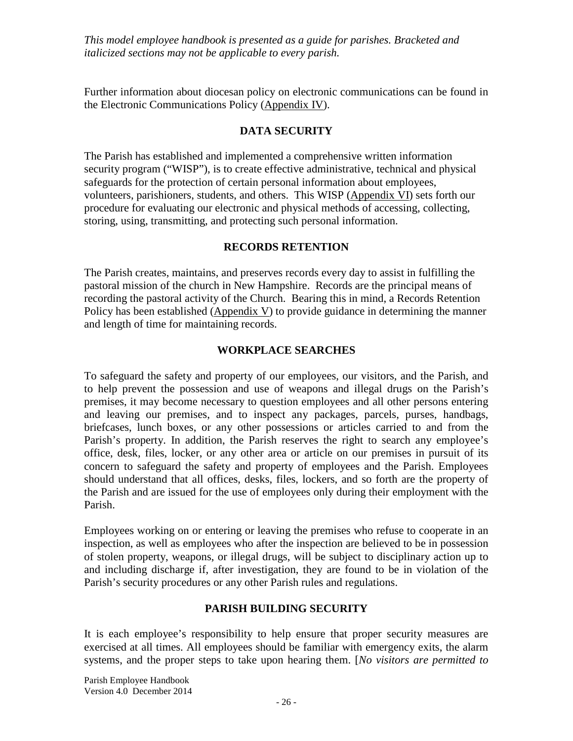*This model employee handbook is presented as a guide for parishes. Bracketed and italicized sections may not be applicable to every parish.*

Further information about diocesan policy on electronic communications can be found in the Electronic Communications Policy (Appendix IV).

## DATA SECURITY

The Parish has established and implemented a comprehensive written information security program ("WISP"), is to create effective administrative, technical and physical safeguards for the protection of certain personal information about employees, volunteers, parishioners, students, and others. This WISP (Appendix VI) sets forth our procedure for evaluating our electronic and physical methods of accessing, collecting, storing, using, transmitting, and protecting such personal information.

## RECORDS RETENTION

The Parish creates, maintains, and preserves records every day to assist in fulfilling the pastoral mission of the church in New Hampshire. Records are the principal means of recording the pastoral activity of the Church. Bearing this in mind, a Records Retention Policy has been established (Appendix V) to provide guidance in determining the manner and length of time for maintaining records.

## WORKPLACE SEARCHES

To safeguard the safety and property of our employees, our visitors, and the Parish, and to help prevent the possession and use of weapons and illegal drugs on the Parish's premises, it may become necessary to question employees and all other persons entering and leaving our premises, and to inspect any packages, parcels, purses, handbags, briefcases, lunch boxes, or any other possessions or articles carried to and from the Parish's property. In addition, the Parish reserves the right to search any employee's office, desk, files, locker, or any other area or article on our premises in pursuit of its concern to safeguard the safety and property of employees and the Parish. Employees should understand that all offices, desks, files, lockers, and so forth are the property of the Parish and are issued for the use of employees only during their employment with the Parish.

Employees working on or entering or leaving the premises who refuse to cooperate in an inspection, as well as employees who after the inspection are believed to be in possession of stolen property, weapons, or illegal drugs, will be subject to disciplinary action up to and including discharge if, after investigation, they are found to be in violation of the Parish's security procedures or any other Parish rules and regulations.

## PARISH BUILDING SECURITY

It is each employee's responsibility to help ensure that proper security measures are exercised at all times. All employees should be familiar with emergency exits, the alarm systems, and the proper steps to take upon hearing them. [*No visitors are permitted to*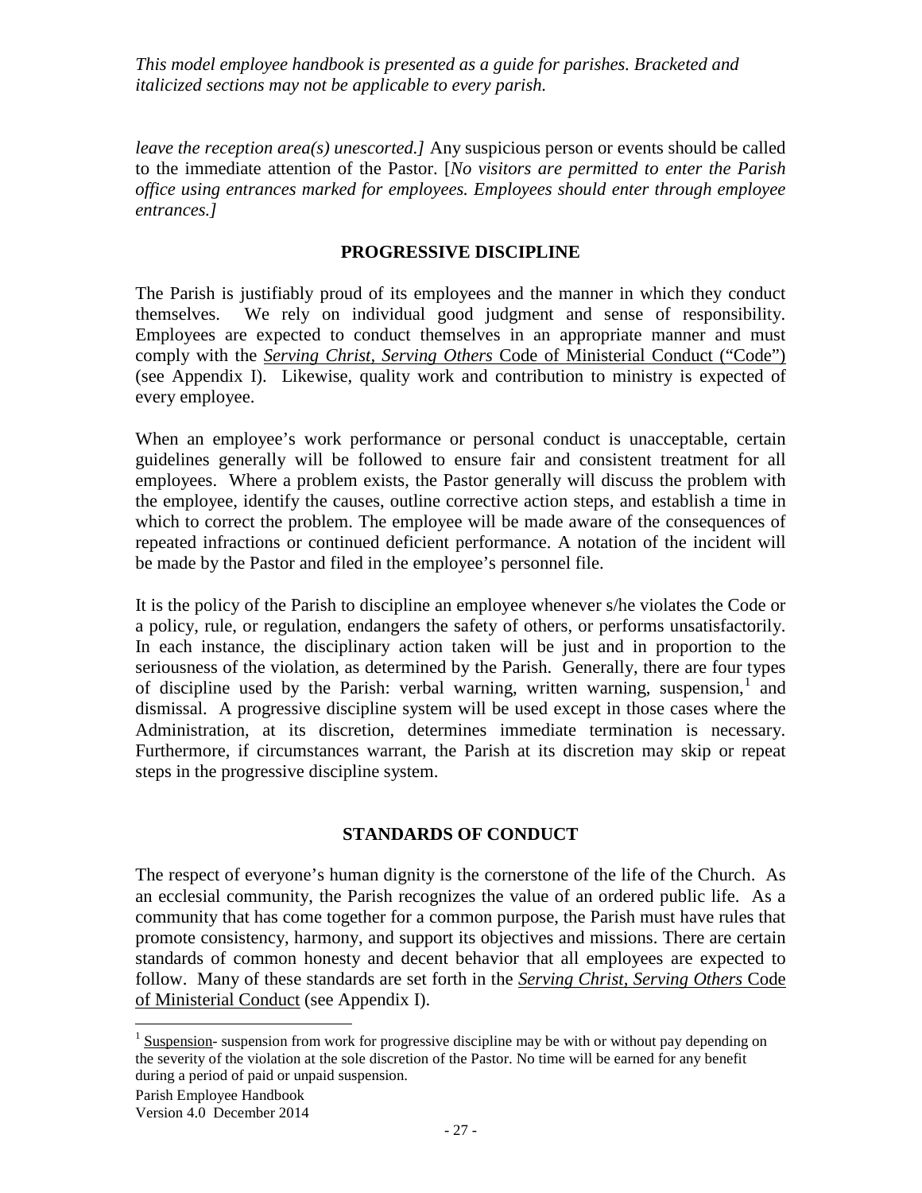*leave the reception area(s) unescorted.]* Any suspicious person or events should be called to the immediate attention of the Pastor. [*No visitors are permitted to enter the Parish office using entrances marked for employees. Employees should enter through employee entrances.]*

## PROGRESSIVE DISCIPLINE

The Parish is justifiably proud of its employees and the manner in which they conduct themselves. We rely on individual good judgment and sense of responsibility. Employees are expected to conduct themselves in an appropriate manner and must comply with the *Serving Christ, Serving Others* Code of Ministerial Conduct ("Code") (see Appendix I). Likewise, quality work and contribution to ministry is expected of every employee.

When an employee's work performance or personal conduct is unacceptable, certain guidelines generally will be followed to ensure fair and consistent treatment for all employees. Where a problem exists, the Pastor generally will discuss the problem with the employee, identify the causes, outline corrective action steps, and establish a time in which to correct the problem. The employee will be made aware of the consequences of repeated infractions or continued deficient performance. A notation of the incident will be made by the Pastor and filed in the employee's personnel file.

It is the policy of the Parish to discipline an employee whenever s/he violates the Code or a policy, rule, or regulation, endangers the safety of others, or performs unsatisfactorily. In each instance, the disciplinary action taken will be just and in proportion to the seriousness of the violation, as determined by the Parish. Generally, there are four types of discipline used by the Parish: verbal warning, written warning, suspension,[1] and dismissal. A progressive discipline system will be used except in those cases where the Administration, at its discretion, determines immediate termination is necessary. Furthermore, if circumstances warrant, the Parish at its discretion may skip or repeat steps in the progressive discipline system.

## STANDARDS OF CONDUCT

The respect of everyone's human dignity is the cornerstone of the life of the Church. As an ecclesial community, the Parish recognizes the value of an ordered public life. As a community that has come together for a common purpose, the Parish must have rules that promote consistency, harmony, and support its objectives and missions. There are certain standards of common honesty and decent behavior that all employees are expected to follow. Many of these standards are set forth in the *Serving Christ, Serving Others* Code of Ministerial Conduct (see Appendix I).

---

[1] Suspension- suspension from work for progressive discipline may be with or without pay depending on the severity of the violation at the sole discretion of the Pastor. No time will be earned for any benefit during a period of paid or unpaid suspension.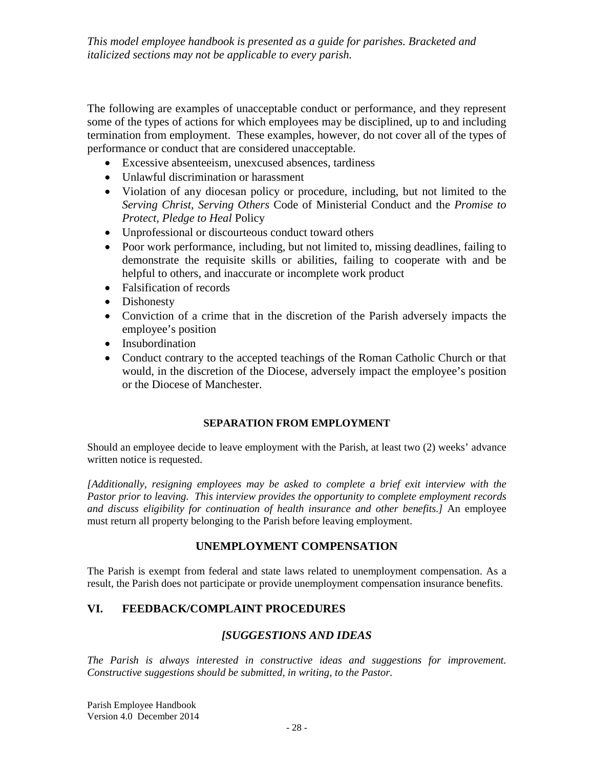*This model employee handbook is presented as a guide for parishes. Bracketed and italicized sections may not be applicable to every parish.*

The following are examples of unacceptable conduct or performance, and they represent some of the types of actions for which employees may be disciplined, up to and including termination from employment. These examples, however, do not cover all of the types of performance or conduct that are considered unacceptable.

- Excessive absenteeism, unexcused absences, tardiness
- Unlawful discrimination or harassment
- Violation of any diocesan policy or procedure, including, but not limited to the *Serving Christ, Serving Others* Code of Ministerial Conduct and the *Promise to Protect, Pledge to Heal* Policy
- Unprofessional or discourteous conduct toward others
- Poor work performance, including, but not limited to, missing deadlines, failing to demonstrate the requisite skills or abilities, failing to cooperate with and be helpful to others, and inaccurate or incomplete work product
- Falsification of records
- Dishonesty
- Conviction of a crime that in the discretion of the Parish adversely impacts the employee's position
- Insubordination
- Conduct contrary to the accepted teachings of the Roman Catholic Church or that would, in the discretion of the Diocese, adversely impact the employee's position or the Diocese of Manchester.

#### SEPARATION FROM EMPLOYMENT

Should an employee decide to leave employment with the Parish, at least two (2) weeks' advance written notice is requested.

*[Additionally, resigning employees may be asked to complete a brief exit interview with the Pastor prior to leaving. This interview provides the opportunity to complete employment records and discuss eligibility for continuation of health insurance and other benefits.]* An employee must return all property belonging to the Parish before leaving employment.

### UNEMPLOYMENT COMPENSATION

The Parish is exempt from federal and state laws related to unemployment compensation. As a result, the Parish does not participate or provide unemployment compensation insurance benefits.

## VI. FEEDBACK/COMPLAINT PROCEDURES

### *[SUGGESTIONS AND IDEAS*

*The Parish is always interested in constructive ideas and suggestions for improvement. Constructive suggestions should be submitted, in writing, to the Pastor.*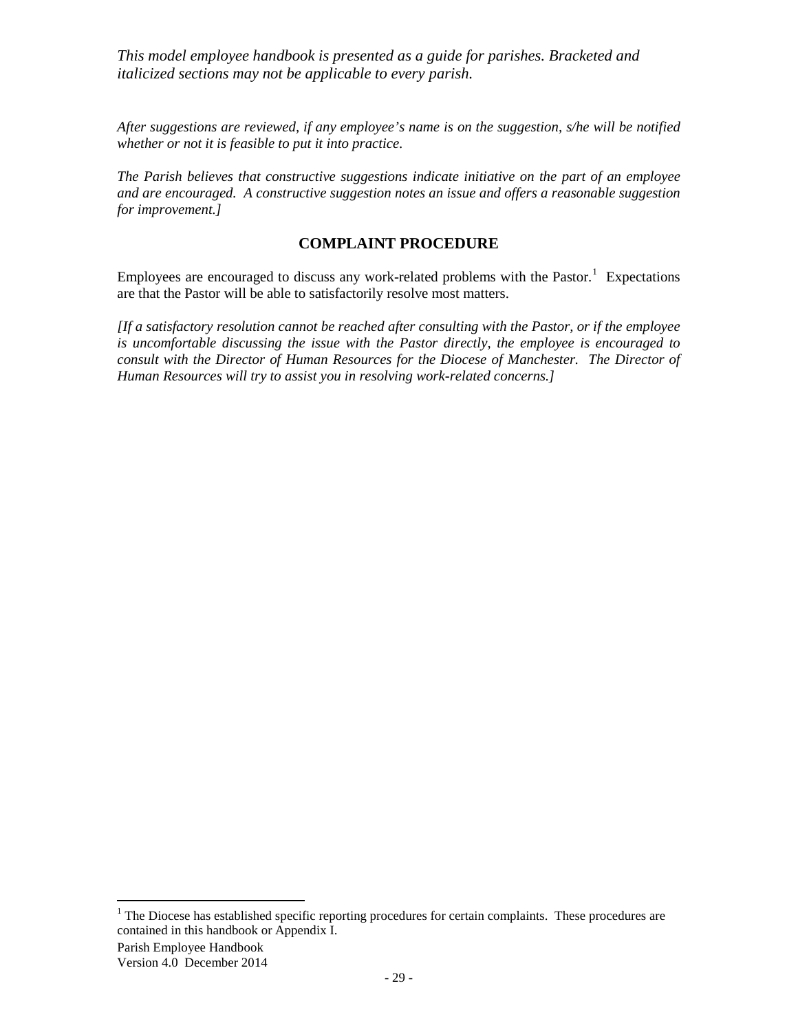*This model employee handbook is presented as a guide for parishes. Bracketed and italicized sections may not be applicable to every parish.*

*After suggestions are reviewed, if any employee's name is on the suggestion, s/he will be notified whether or not it is feasible to put it into practice.*

*The Parish believes that constructive suggestions indicate initiative on the part of an employee and are encouraged. A constructive suggestion notes an issue and offers a reasonable suggestion for improvement.]*

## COMPLAINT PROCEDURE

Employees are encouraged to discuss any work-related problems with the Pastor.[1] Expectations are that the Pastor will be able to satisfactorily resolve most matters.

*[If a satisfactory resolution cannot be reached after consulting with the Pastor, or if the employee is uncomfortable discussing the issue with the Pastor directly, the employee is encouraged to consult with the Director of Human Resources for the Diocese of Manchester. The Director of Human Resources will try to assist you in resolving work-related concerns.]*

[1] The Diocese has established specific reporting procedures for certain complaints. These procedures are contained in this handbook or Appendix I.